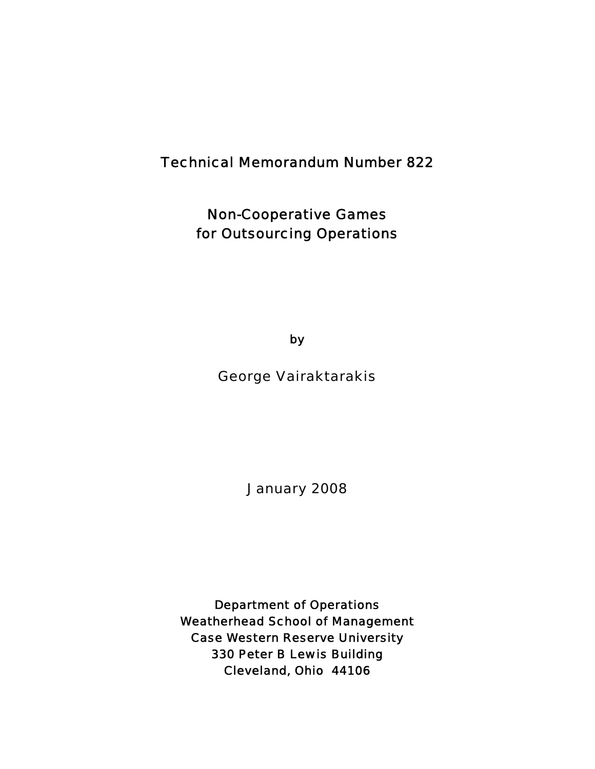Technical Memorandum Number 822

# Non-Cooperative Games for Outsourcing Operations

by

George Vairaktarakis

January 2008

Department of Operations
Weatherhead School of Management
Case Western Reserve University
330 Peter B Lewis Building
Cleveland, Ohio 44106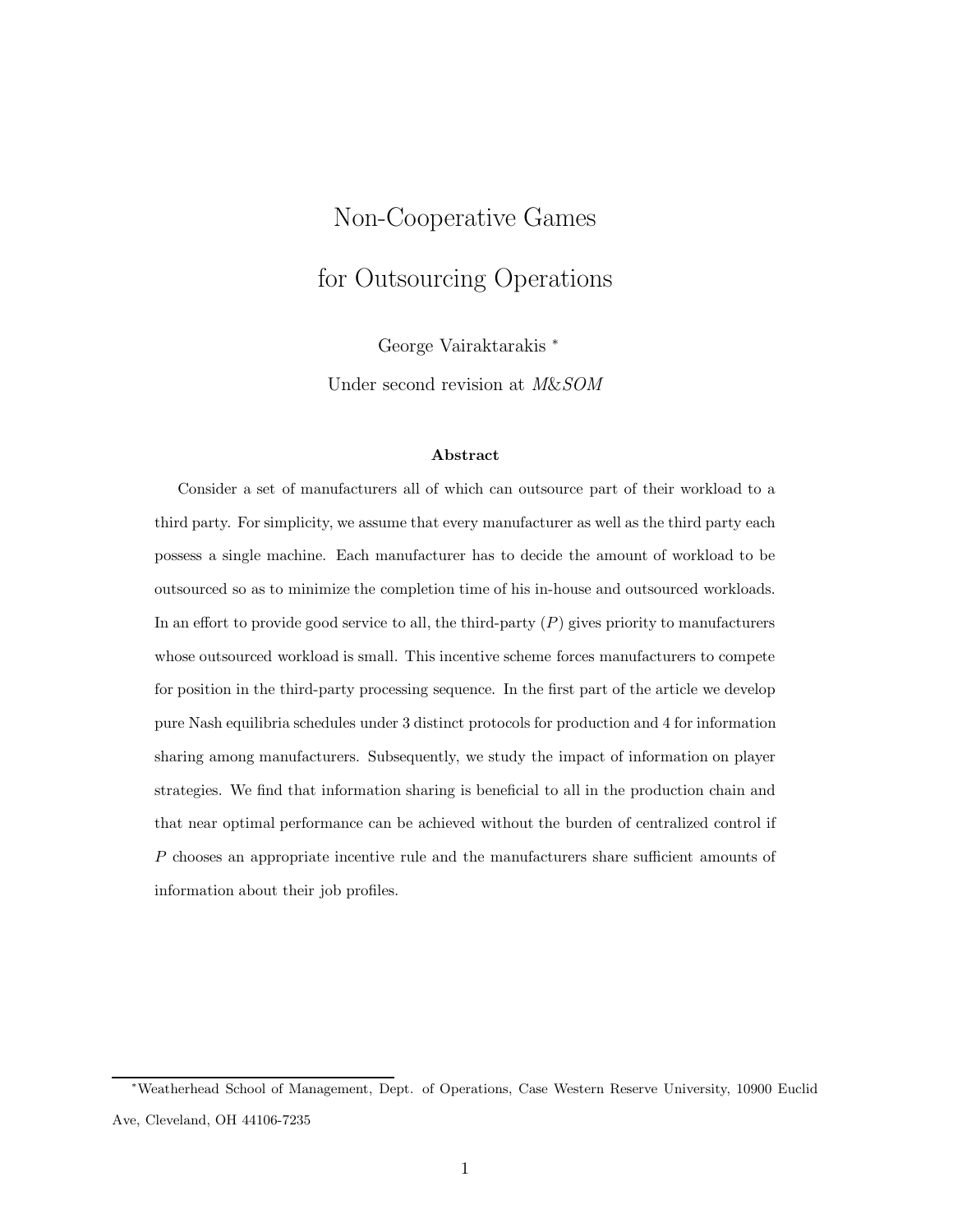# Non-Cooperative Games for Outsourcing Operations

George Vairaktarakis [*]

Under second revision at *M&SOM*

### Abstract

Consider a set of manufacturers all of which can outsource part of their workload to a third party. For simplicity, we assume that every manufacturer as well as the third party each possess a single machine. Each manufacturer has to decide the amount of workload to be outsourced so as to minimize the completion time of his in-house and outsourced workloads. In an effort to provide good service to all, the third-party ($P$) gives priority to manufacturers whose outsourced workload is small. This incentive scheme forces manufacturers to compete for position in the third-party processing sequence. In the first part of the article we develop pure Nash equilibria schedules under 3 distinct protocols for production and 4 for information sharing among manufacturers. Subsequently, we study the impact of information on player strategies. We find that information sharing is beneficial to all in the production chain and that near optimal performance can be achieved without the burden of centralized control if $P$ chooses an appropriate incentive rule and the manufacturers share sufficient amounts of information about their job profiles.

[*] Weatherhead School of Management, Dept. of Operations, Case Western Reserve University, 10900 Euclid Ave, Cleveland, OH 44106-7235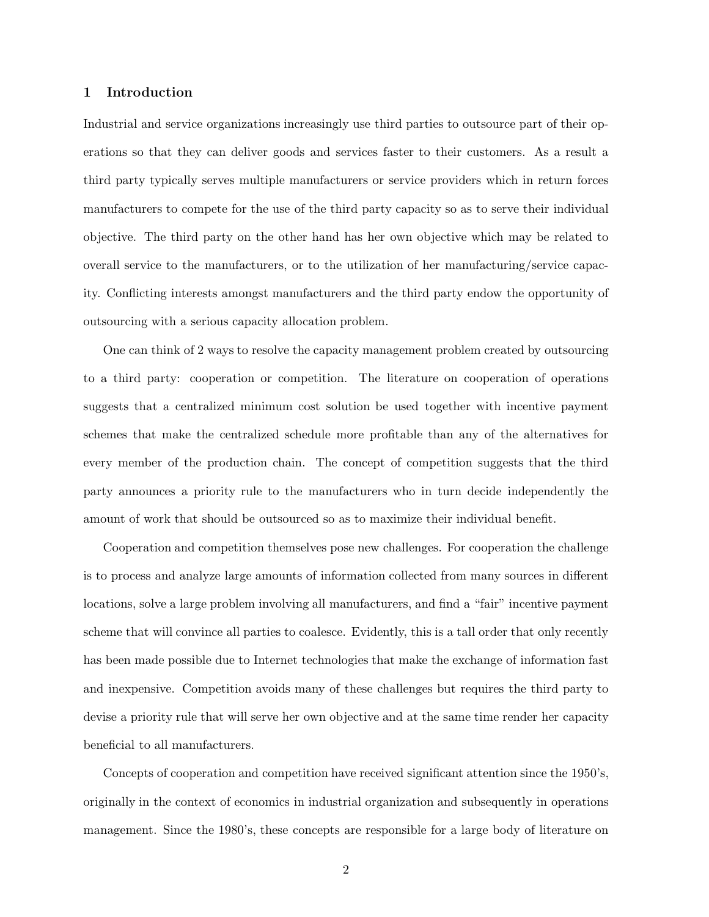## 1 Introduction

Industrial and service organizations increasingly use third parties to outsource part of their operations so that they can deliver goods and services faster to their customers. As a result a third party typically serves multiple manufacturers or service providers which in return forces manufacturers to compete for the use of the third party capacity so as to serve their individual objective. The third party on the other hand has her own objective which may be related to overall service to the manufacturers, or to the utilization of her manufacturing/service capacity. Conflicting interests amongst manufacturers and the third party endow the opportunity of outsourcing with a serious capacity allocation problem.

One can think of 2 ways to resolve the capacity management problem created by outsourcing to a third party: cooperation or competition. The literature on cooperation of operations suggests that a centralized minimum cost solution be used together with incentive payment schemes that make the centralized schedule more profitable than any of the alternatives for every member of the production chain. The concept of competition suggests that the third party announces a priority rule to the manufacturers who in turn decide independently the amount of work that should be outsourced so as to maximize their individual benefit.

Cooperation and competition themselves pose new challenges. For cooperation the challenge is to process and analyze large amounts of information collected from many sources in different locations, solve a large problem involving all manufacturers, and find a "fair" incentive payment scheme that will convince all parties to coalesce. Evidently, this is a tall order that only recently has been made possible due to Internet technologies that make the exchange of information fast and inexpensive. Competition avoids many of these challenges but requires the third party to devise a priority rule that will serve her own objective and at the same time render her capacity beneficial to all manufacturers.

Concepts of cooperation and competition have received significant attention since the 1950's, originally in the context of economics in industrial organization and subsequently in operations management. Since the 1980's, these concepts are responsible for a large body of literature on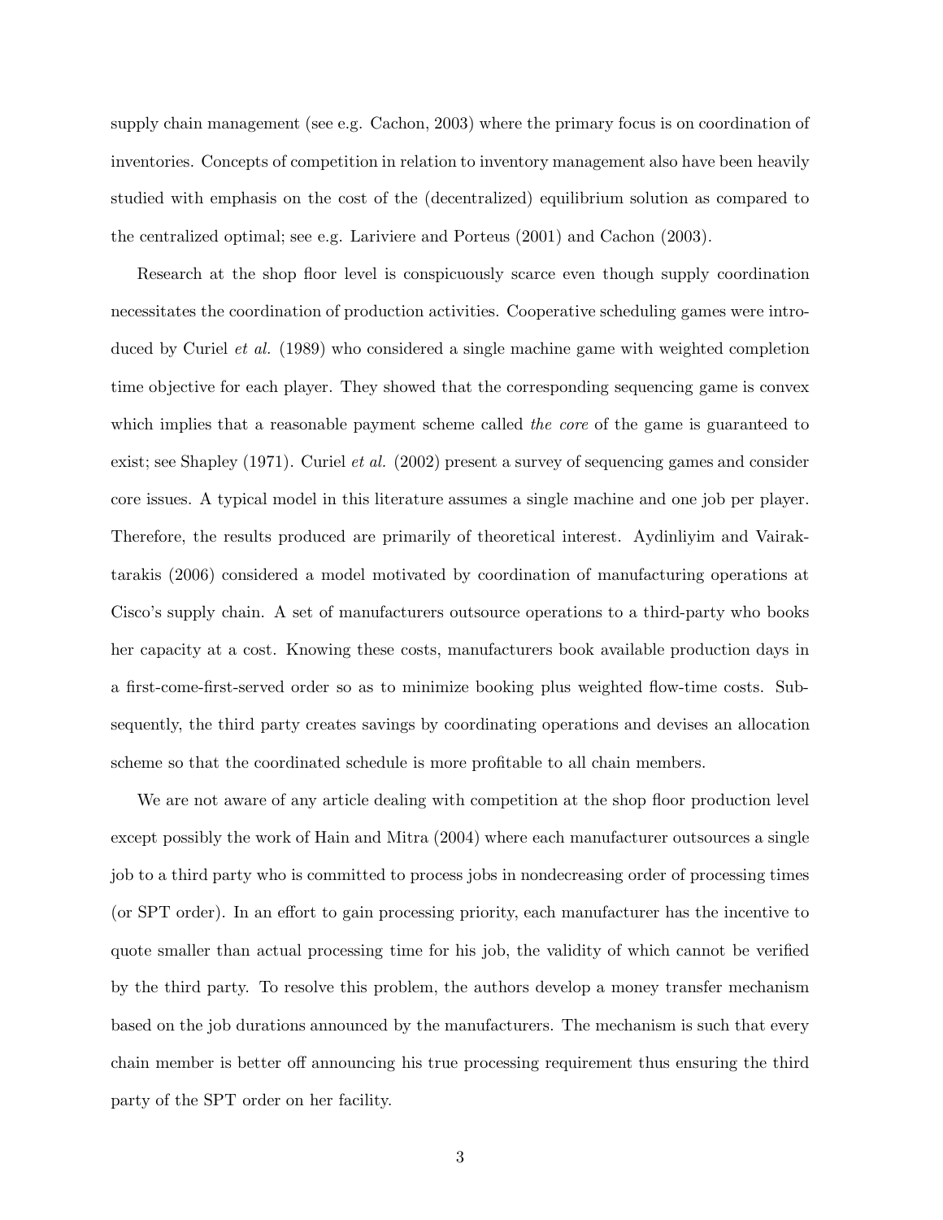supply chain management (see e.g. Cachon, 2003) where the primary focus is on coordination of inventories. Concepts of competition in relation to inventory management also have been heavily studied with emphasis on the cost of the (decentralized) equilibrium solution as compared to the centralized optimal; see e.g. Lariviere and Porteus (2001) and Cachon (2003).

Research at the shop floor level is conspicuously scarce even though supply coordination necessitates the coordination of production activities. Cooperative scheduling games were introduced by Curiel *et al.* (1989) who considered a single machine game with weighted completion time objective for each player. They showed that the corresponding sequencing game is convex which implies that a reasonable payment scheme called *the core* of the game is guaranteed to exist; see Shapley (1971). Curiel *et al.* (2002) present a survey of sequencing games and consider core issues. A typical model in this literature assumes a single machine and one job per player. Therefore, the results produced are primarily of theoretical interest. Aydinliyim and Vairaktarakis (2006) considered a model motivated by coordination of manufacturing operations at Cisco's supply chain. A set of manufacturers outsource operations to a third-party who books her capacity at a cost. Knowing these costs, manufacturers book available production days in a first-come-first-served order so as to minimize booking plus weighted flow-time costs. Subsequently, the third party creates savings by coordinating operations and devises an allocation scheme so that the coordinated schedule is more profitable to all chain members.

We are not aware of any article dealing with competition at the shop floor production level except possibly the work of Hain and Mitra (2004) where each manufacturer outsources a single job to a third party who is committed to process jobs in nondecreasing order of processing times (or SPT order). In an effort to gain processing priority, each manufacturer has the incentive to quote smaller than actual processing time for his job, the validity of which cannot be verified by the third party. To resolve this problem, the authors develop a money transfer mechanism based on the job durations announced by the manufacturers. The mechanism is such that every chain member is better off announcing his true processing requirement thus ensuring the third party of the SPT order on her facility.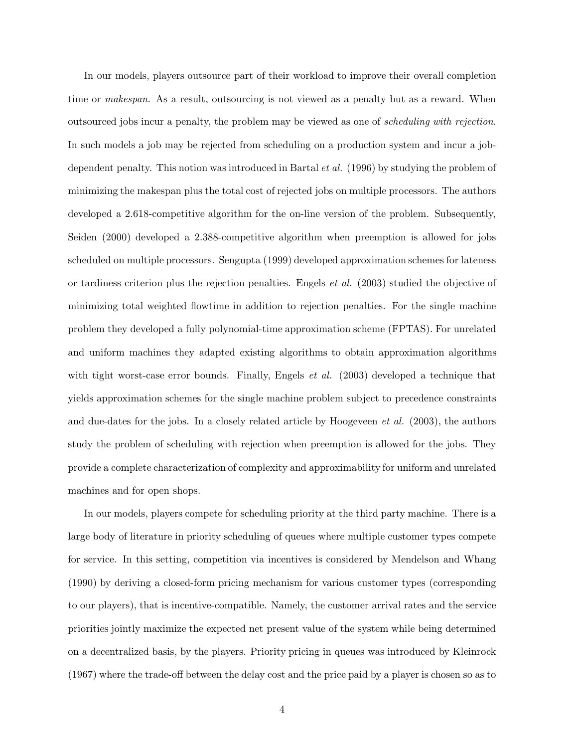In our models, players outsource part of their workload to improve their overall completion time or *makespan*. As a result, outsourcing is not viewed as a penalty but as a reward. When outsourced jobs incur a penalty, the problem may be viewed as one of *scheduling with rejection*. In such models a job may be rejected from scheduling on a production system and incur a job-dependent penalty. This notion was introduced in Bartal *et al.* (1996) by studying the problem of minimizing the makespan plus the total cost of rejected jobs on multiple processors. The authors developed a 2.618-competitive algorithm for the on-line version of the problem. Subsequently, Seiden (2000) developed a 2.388-competitive algorithm when preemption is allowed for jobs scheduled on multiple processors. Sengupta (1999) developed approximation schemes for lateness or tardiness criterion plus the rejection penalties. Engels *et al.* (2003) studied the objective of minimizing total weighted flowtime in addition to rejection penalties. For the single machine problem they developed a fully polynomial-time approximation scheme (FPTAS). For unrelated and uniform machines they adapted existing algorithms to obtain approximation algorithms with tight worst-case error bounds. Finally, Engels *et al.* (2003) developed a technique that yields approximation schemes for the single machine problem subject to precedence constraints and due-dates for the jobs. In a closely related article by Hoogeveen *et al.* (2003), the authors study the problem of scheduling with rejection when preemption is allowed for the jobs. They provide a complete characterization of complexity and approximability for uniform and unrelated machines and for open shops.

In our models, players compete for scheduling priority at the third party machine. There is a large body of literature in priority scheduling of queues where multiple customer types compete for service. In this setting, competition via incentives is considered by Mendelson and Whang (1990) by deriving a closed-form pricing mechanism for various customer types (corresponding to our players), that is incentive-compatible. Namely, the customer arrival rates and the service priorities jointly maximize the expected net present value of the system while being determined on a decentralized basis, by the players. Priority pricing in queues was introduced by Kleinrock (1967) where the trade-off between the delay cost and the price paid by a player is chosen so as to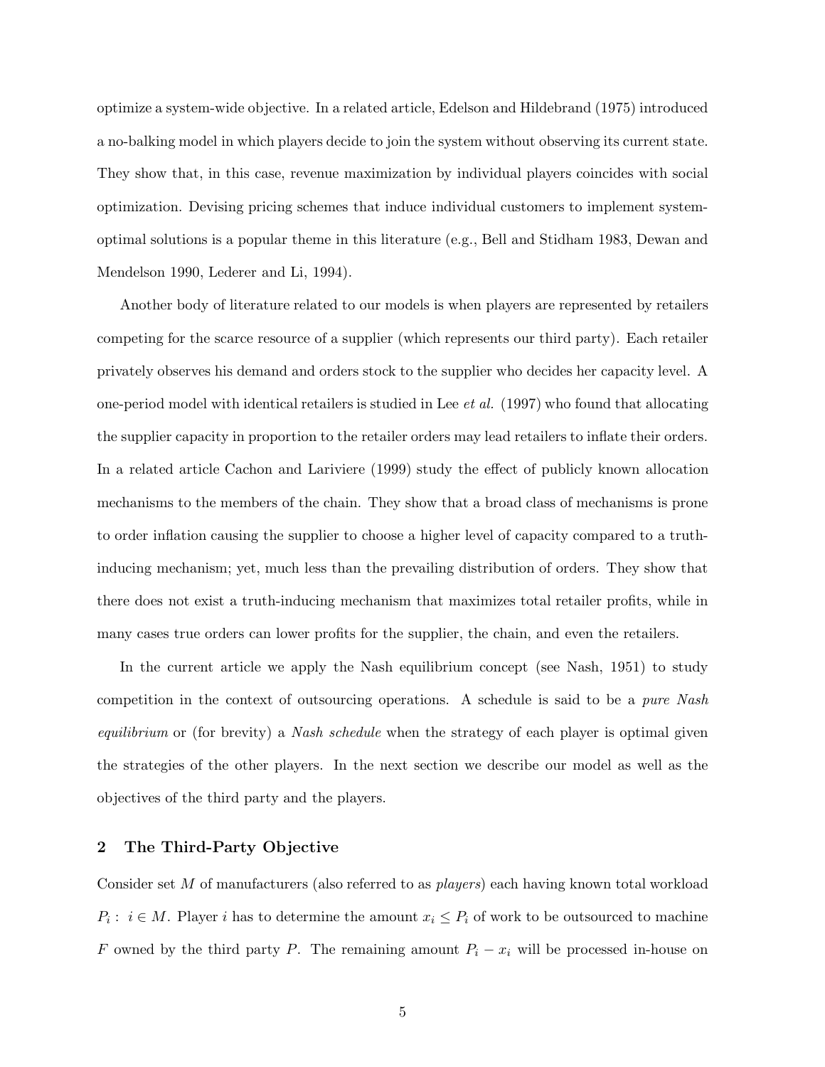optimize a system-wide objective. In a related article, Edelson and Hildebrand (1975) introduced a no-balking model in which players decide to join the system without observing its current state. They show that, in this case, revenue maximization by individual players coincides with social optimization. Devising pricing schemes that induce individual customers to implement system-optimal solutions is a popular theme in this literature (e.g., Bell and Stidham 1983, Dewan and Mendelson 1990, Lederer and Li, 1994).

Another body of literature related to our models is when players are represented by retailers competing for the scarce resource of a supplier (which represents our third party). Each retailer privately observes his demand and orders stock to the supplier who decides her capacity level. A one-period model with identical retailers is studied in Lee *et al.* (1997) who found that allocating the supplier capacity in proportion to the retailer orders may lead retailers to inflate their orders. In a related article Cachon and Lariviere (1999) study the effect of publicly known allocation mechanisms to the members of the chain. They show that a broad class of mechanisms is prone to order inflation causing the supplier to choose a higher level of capacity compared to a truth-inducing mechanism; yet, much less than the prevailing distribution of orders. They show that there does not exist a truth-inducing mechanism that maximizes total retailer profits, while in many cases true orders can lower profits for the supplier, the chain, and even the retailers.

In the current article we apply the Nash equilibrium concept (see Nash, 1951) to study competition in the context of outsourcing operations. A schedule is said to be a *pure Nash equilibrium* or (for brevity) a *Nash schedule* when the strategy of each player is optimal given the strategies of the other players. In the next section we describe our model as well as the objectives of the third party and the players.

## 2 The Third-Party Objective

Consider set $M$ of manufacturers (also referred to as *players*) each having known total workload $P_i : i \in M$. Player $i$ has to determine the amount $x_i \leq P_i$ of work to be outsourced to machine $F$ owned by the third party $P$. The remaining amount $P_i - x_i$ will be processed in-house on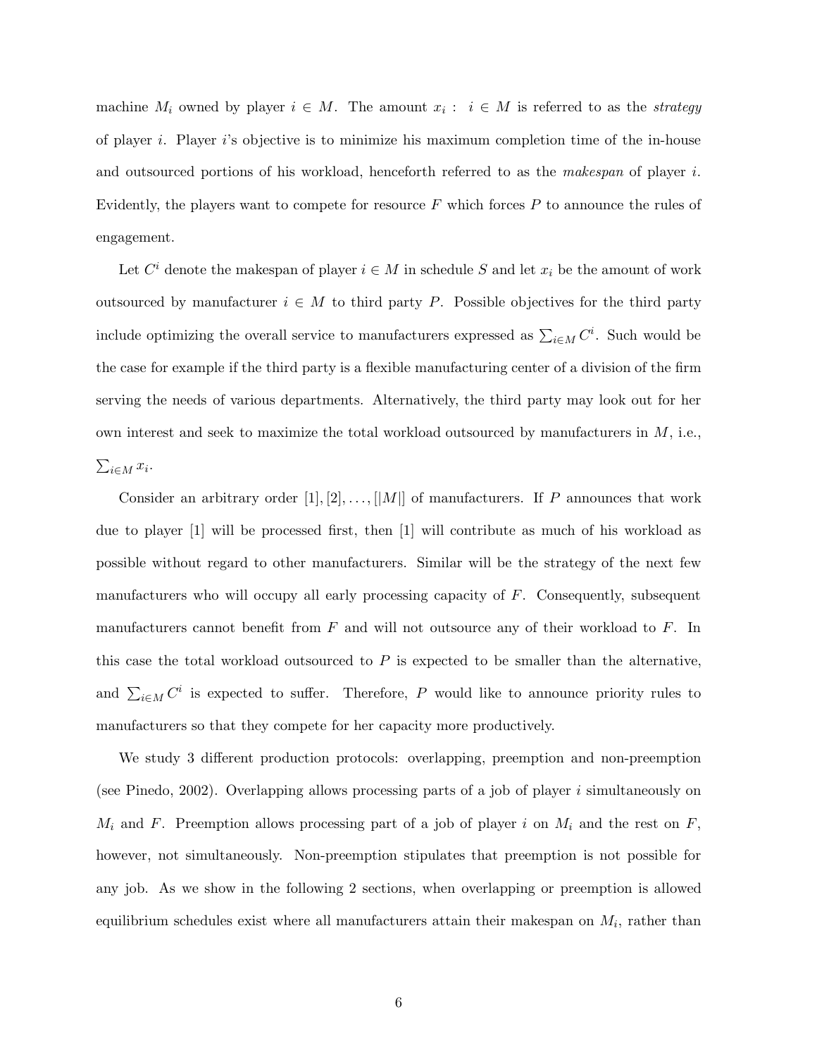machine $M_i$ owned by player $i \in M$. The amount $x_i : \; i \in M$ is referred to as the *strategy* of player $i$. Player $i$'s objective is to minimize his maximum completion time of the in-house and outsourced portions of his workload, henceforth referred to as the *makespan* of player $i$. Evidently, the players want to compete for resource $F$ which forces $P$ to announce the rules of engagement.

Let $C^i$ denote the makespan of player $i \in M$ in schedule $S$ and let $x_i$ be the amount of work outsourced by manufacturer $i \in M$ to third party $P$. Possible objectives for the third party include optimizing the overall service to manufacturers expressed as $\sum_{i \in M} C^i$. Such would be the case for example if the third party is a flexible manufacturing center of a division of the firm serving the needs of various departments. Alternatively, the third party may look out for her own interest and seek to maximize the total workload outsourced by manufacturers in $M$, i.e., $\sum_{i \in M} x_i$.

Consider an arbitrary order $[1], [2], \ldots, [|M|]$ of manufacturers. If $P$ announces that work due to player $[1]$ will be processed first, then $[1]$ will contribute as much of his workload as possible without regard to other manufacturers. Similar will be the strategy of the next few manufacturers who will occupy all early processing capacity of $F$. Consequently, subsequent manufacturers cannot benefit from $F$ and will not outsource any of their workload to $F$. In this case the total workload outsourced to $P$ is expected to be smaller than the alternative, and $\sum_{i \in M} C^i$ is expected to suffer. Therefore, $P$ would like to announce priority rules to manufacturers so that they compete for her capacity more productively.

We study 3 different production protocols: overlapping, preemption and non-preemption (see Pinedo, 2002). Overlapping allows processing parts of a job of player $i$ simultaneously on $M_i$ and $F$. Preemption allows processing part of a job of player $i$ on $M_i$ and the rest on $F$, however, not simultaneously. Non-preemption stipulates that preemption is not possible for any job. As we show in the following 2 sections, when overlapping or preemption is allowed equilibrium schedules exist where all manufacturers attain their makespan on $M_i$, rather than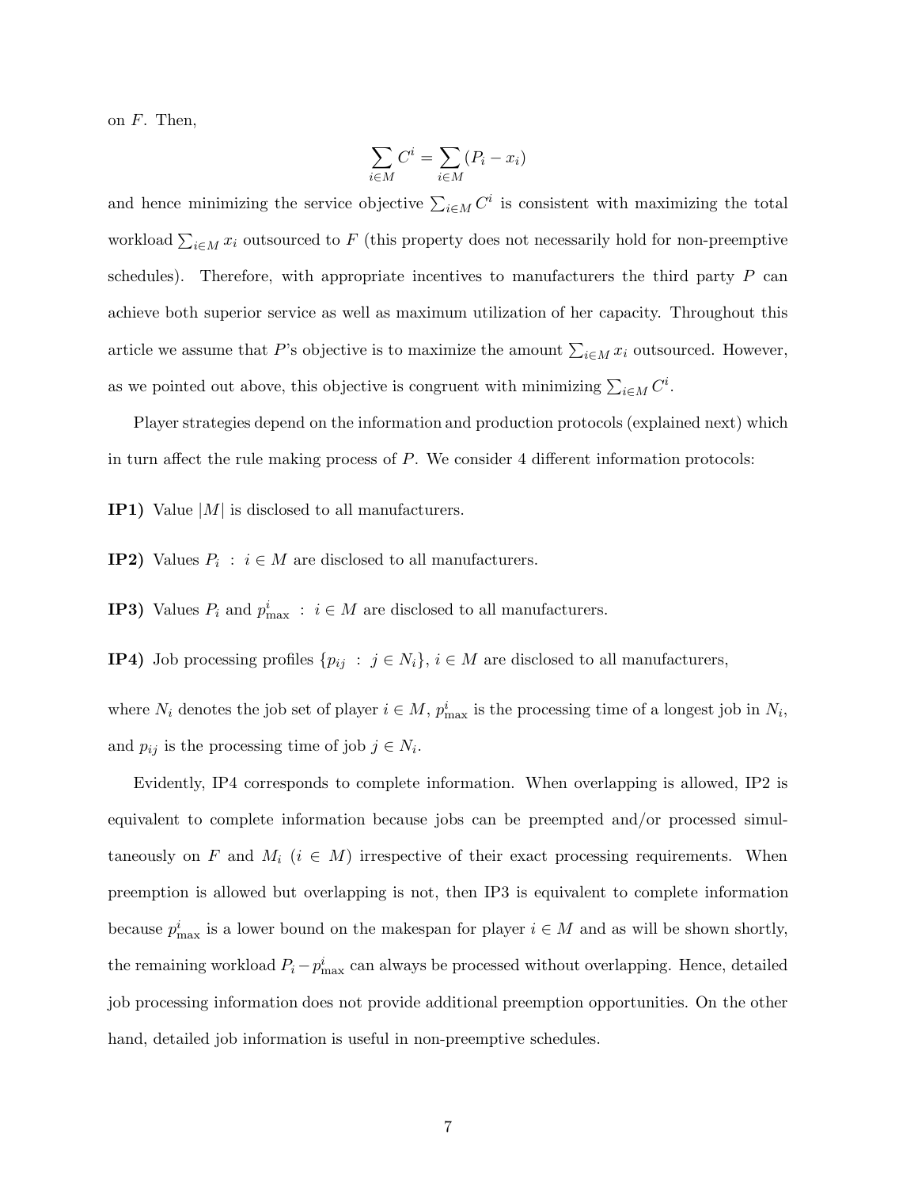on $F$. Then,

$$\sum_{i \in M} C^i = \sum_{i \in M} (P_i - x_i)$$

and hence minimizing the service objective $\sum_{i \in M} C^i$ is consistent with maximizing the total workload $\sum_{i \in M} x_i$ outsourced to $F$ (this property does not necessarily hold for non-preemptive schedules). Therefore, with appropriate incentives to manufacturers the third party $P$ can achieve both superior service as well as maximum utilization of her capacity. Throughout this article we assume that $P$'s objective is to maximize the amount $\sum_{i \in M} x_i$ outsourced. However, as we pointed out above, this objective is congruent with minimizing $\sum_{i \in M} C^i$.

Player strategies depend on the information and production protocols (explained next) which in turn affect the rule making process of $P$. We consider 4 different information protocols:

**IP1)** Value $|M|$ is disclosed to all manufacturers.

**IP2)** Values $P_i \; : \; i \in M$ are disclosed to all manufacturers.

**IP3)** Values $P_i$ and $p^i_{\max} \; : \; i \in M$ are disclosed to all manufacturers.

**IP4)** Job processing profiles $\{p_{ij} \; : \; j \in N_i\}$, $i \in M$ are disclosed to all manufacturers,

where $N_i$ denotes the job set of player $i \in M$, $p^i_{\max}$ is the processing time of a longest job in $N_i$, and $p_{ij}$ is the processing time of job $j \in N_i$.

Evidently, IP4 corresponds to complete information. When overlapping is allowed, IP2 is equivalent to complete information because jobs can be preempted and/or processed simultaneously on $F$ and $M_i$ ($i \in M$) irrespective of their exact processing requirements. When preemption is allowed but overlapping is not, then IP3 is equivalent to complete information because $p^i_{\max}$ is a lower bound on the makespan for player $i \in M$ and as will be shown shortly, the remaining workload $P_i - p^i_{\max}$ can always be processed without overlapping. Hence, detailed job processing information does not provide additional preemption opportunities. On the other hand, detailed job information is useful in non-preemptive schedules.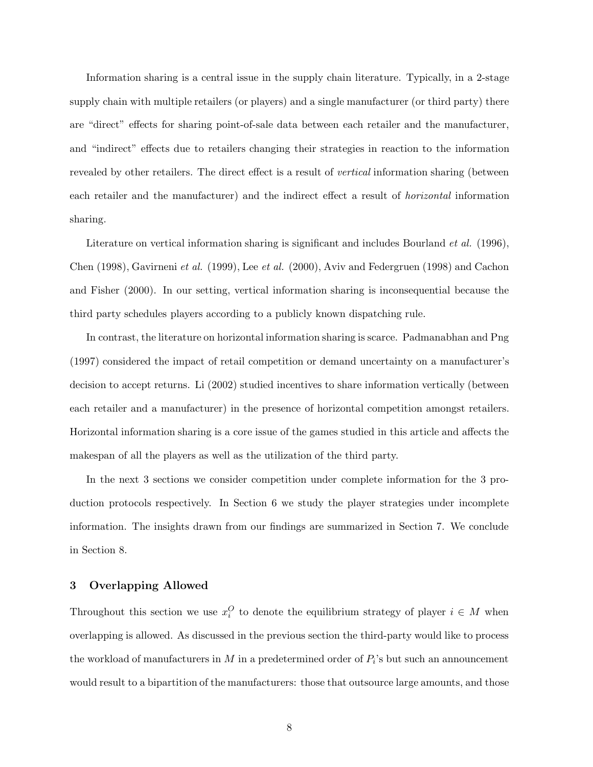Information sharing is a central issue in the supply chain literature. Typically, in a 2-stage supply chain with multiple retailers (or players) and a single manufacturer (or third party) there are "direct" effects for sharing point-of-sale data between each retailer and the manufacturer, and "indirect" effects due to retailers changing their strategies in reaction to the information revealed by other retailers. The direct effect is a result of *vertical* information sharing (between each retailer and the manufacturer) and the indirect effect a result of *horizontal* information sharing.

Literature on vertical information sharing is significant and includes Bourland *et al.* (1996), Chen (1998), Gavirneni *et al.* (1999), Lee *et al.* (2000), Aviv and Federgruen (1998) and Cachon and Fisher (2000). In our setting, vertical information sharing is inconsequential because the third party schedules players according to a publicly known dispatching rule.

In contrast, the literature on horizontal information sharing is scarce. Padmanabhan and Png (1997) considered the impact of retail competition or demand uncertainty on a manufacturer's decision to accept returns. Li (2002) studied incentives to share information vertically (between each retailer and a manufacturer) in the presence of horizontal competition amongst retailers. Horizontal information sharing is a core issue of the games studied in this article and affects the makespan of all the players as well as the utilization of the third party.

In the next 3 sections we consider competition under complete information for the 3 production protocols respectively. In Section 6 we study the player strategies under incomplete information. The insights drawn from our findings are summarized in Section 7. We conclude in Section 8.

## 3 Overlapping Allowed

Throughout this section we use $x_i^O$ to denote the equilibrium strategy of player $i \in M$ when overlapping is allowed. As discussed in the previous section the third-party would like to process the workload of manufacturers in $M$ in a predetermined order of $P_i$'s but such an announcement would result to a bipartition of the manufacturers: those that outsource large amounts, and those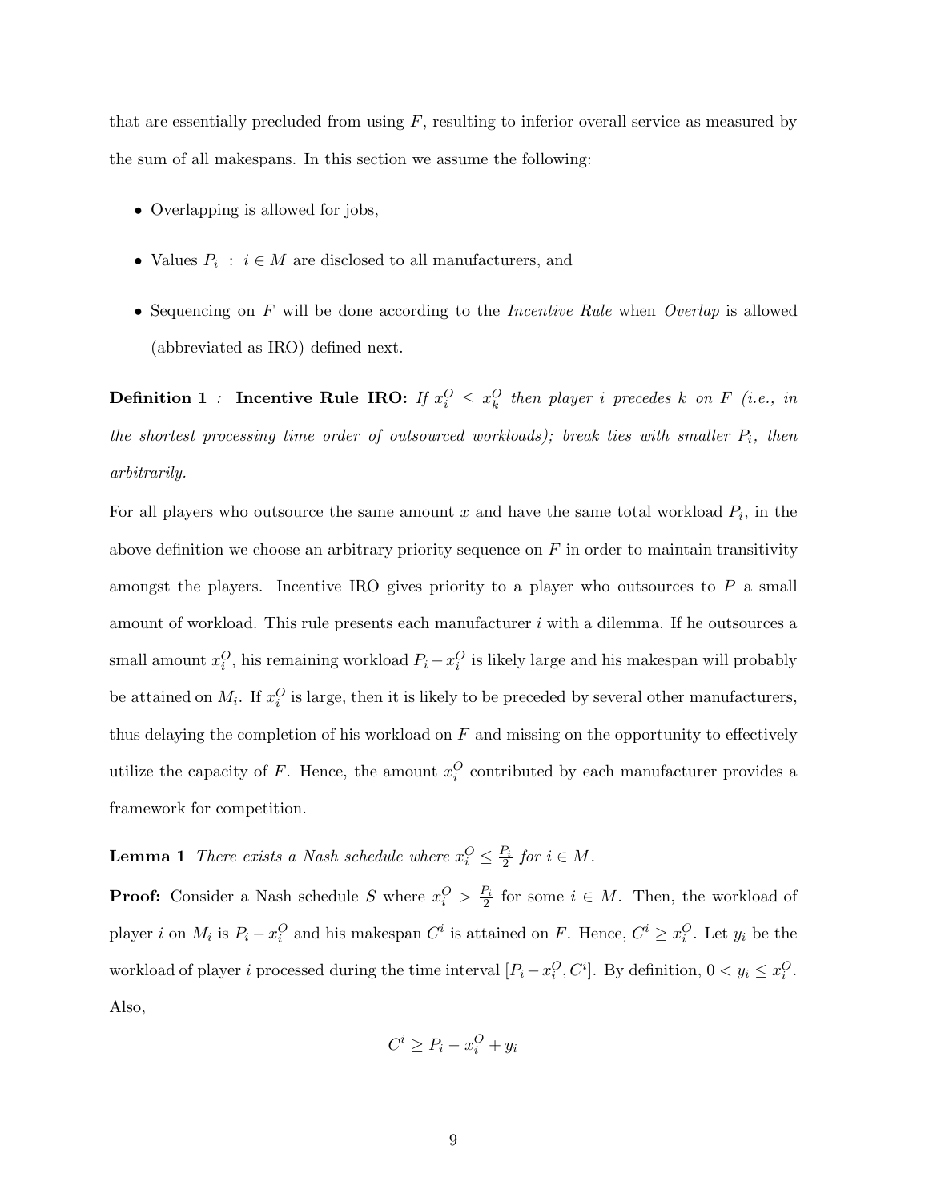that are essentially precluded from using $F$, resulting to inferior overall service as measured by the sum of all makespans. In this section we assume the following:

- Overlapping is allowed for jobs,
- Values $P_i \,:\, i \in M$ are disclosed to all manufacturers, and
- Sequencing on $F$ will be done according to the *Incentive Rule* when *Overlap* is allowed (abbreviated as IRO) defined next.

**Definition 1** *:* **Incentive Rule IRO:** *If $x_i^O \leq x_k^O$ then player $i$ precedes $k$ on $F$ (i.e., in the shortest processing time order of outsourced workloads); break ties with smaller $P_i$, then arbitrarily.*

For all players who outsource the same amount $x$ and have the same total workload $P_i$, in the above definition we choose an arbitrary priority sequence on $F$ in order to maintain transitivity amongst the players. Incentive IRO gives priority to a player who outsources to $P$ a small amount of workload. This rule presents each manufacturer $i$ with a dilemma. If he outsources a small amount $x_i^O$, his remaining workload $P_i - x_i^O$ is likely large and his makespan will probably be attained on $M_i$. If $x_i^O$ is large, then it is likely to be preceded by several other manufacturers, thus delaying the completion of his workload on $F$ and missing on the opportunity to effectively utilize the capacity of $F$. Hence, the amount $x_i^O$ contributed by each manufacturer provides a framework for competition.

**Lemma 1** *There exists a Nash schedule where $x_i^O \leq \frac{P_i}{2}$ for $i \in M$.*

**Proof:** Consider a Nash schedule $S$ where $x_i^O > \frac{P_i}{2}$ for some $i \in M$. Then, the workload of player $i$ on $M_i$ is $P_i - x_i^O$ and his makespan $C^i$ is attained on $F$. Hence, $C^i \geq x_i^O$. Let $y_i$ be the workload of player $i$ processed during the time interval $[P_i - x_i^O, C^i]$. By definition, $0 < y_i \leq x_i^O$. Also,

$$C^i \geq P_i - x_i^O + y_i$$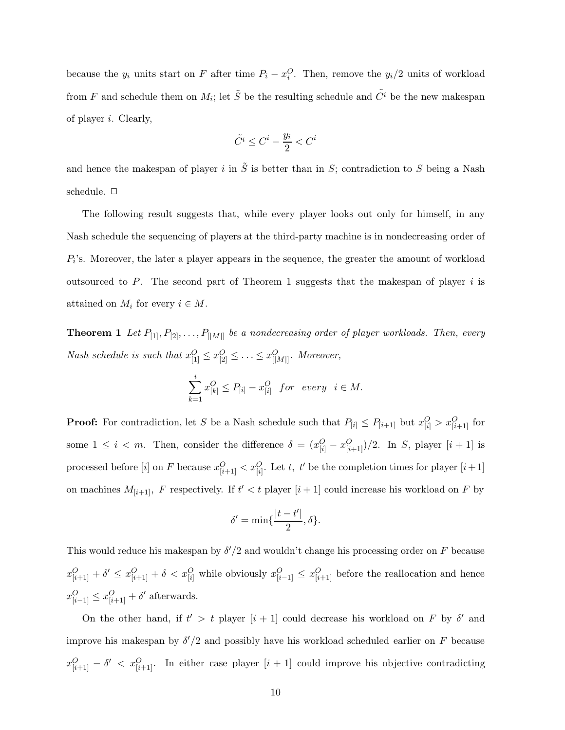because the $y_i$ units start on $F$ after time $P_i - x_i^O$. Then, remove the $y_i/2$ units of workload from $F$ and schedule them on $M_i$; let $\tilde{S}$ be the resulting schedule and $\tilde{C^i}$ be the new makespan of player $i$. Clearly,

$$\tilde{C^i} \leq C^i - \frac{y_i}{2} < C^i$$

and hence the makespan of player $i$ in $\tilde{S}$ is better than in $S$; contradiction to $S$ being a Nash schedule. □

The following result suggests that, while every player looks out only for himself, in any Nash schedule the sequencing of players at the third-party machine is in nondecreasing order of $P_i$'s. Moreover, the later a player appears in the sequence, the greater the amount of workload outsourced to $P$. The second part of Theorem 1 suggests that the makespan of player $i$ is attained on $M_i$ for every $i \in M$.

**Theorem 1** *Let $P_{[1]}, P_{[2]}, \ldots, P_{[|M|]}$ be a nondecreasing order of player workloads. Then, every Nash schedule is such that $x_{[1]}^O \leq x_{[2]}^O \leq \ldots \leq x_{[|M|]}^O$. Moreover,*

$$\sum_{k=1}^{i} x_{[k]}^O \leq P_{[i]} - x_{[i]}^O \quad for \quad every \quad i \in M.$$

**Proof:** For contradiction, let $S$ be a Nash schedule such that $P_{[i]} \leq P_{[i+1]}$ but $x_{[i]}^O > x_{[i+1]}^O$ for some $1 \leq i < m$. Then, consider the difference $\delta = (x_{[i]}^O - x_{[i+1]}^O)/2$. In $S$, player $[i+1]$ is processed before $[i]$ on $F$ because $x_{[i+1]}^O < x_{[i]}^O$. Let $t,\ t'$ be the completion times for player $[i+1]$ on machines $M_{[i+1]},\ F$ respectively. If $t' < t$ player $[i+1]$ could increase his workload on $F$ by

$$\delta' = \min\{\frac{|t - t'|}{2}, \delta\}.$$

This would reduce his makespan by $\delta'/2$ and wouldn't change his processing order on $F$ because $x_{[i+1]}^O + \delta' \leq x_{[i+1]}^O + \delta < x_{[i]}^O$ while obviously $x_{[i-1]}^O \leq x_{[i+1]}^O$ before the reallocation and hence $x_{[i-1]}^O \leq x_{[i+1]}^O + \delta'$ afterwards.

On the other hand, if $t' > t$ player $[i+1]$ could decrease his workload on $F$ by $\delta'$ and improve his makespan by $\delta'/2$ and possibly have his workload scheduled earlier on $F$ because $x_{[i+1]}^O - \delta' < x_{[i+1]}^O$. In either case player $[i+1]$ could improve his objective contradicting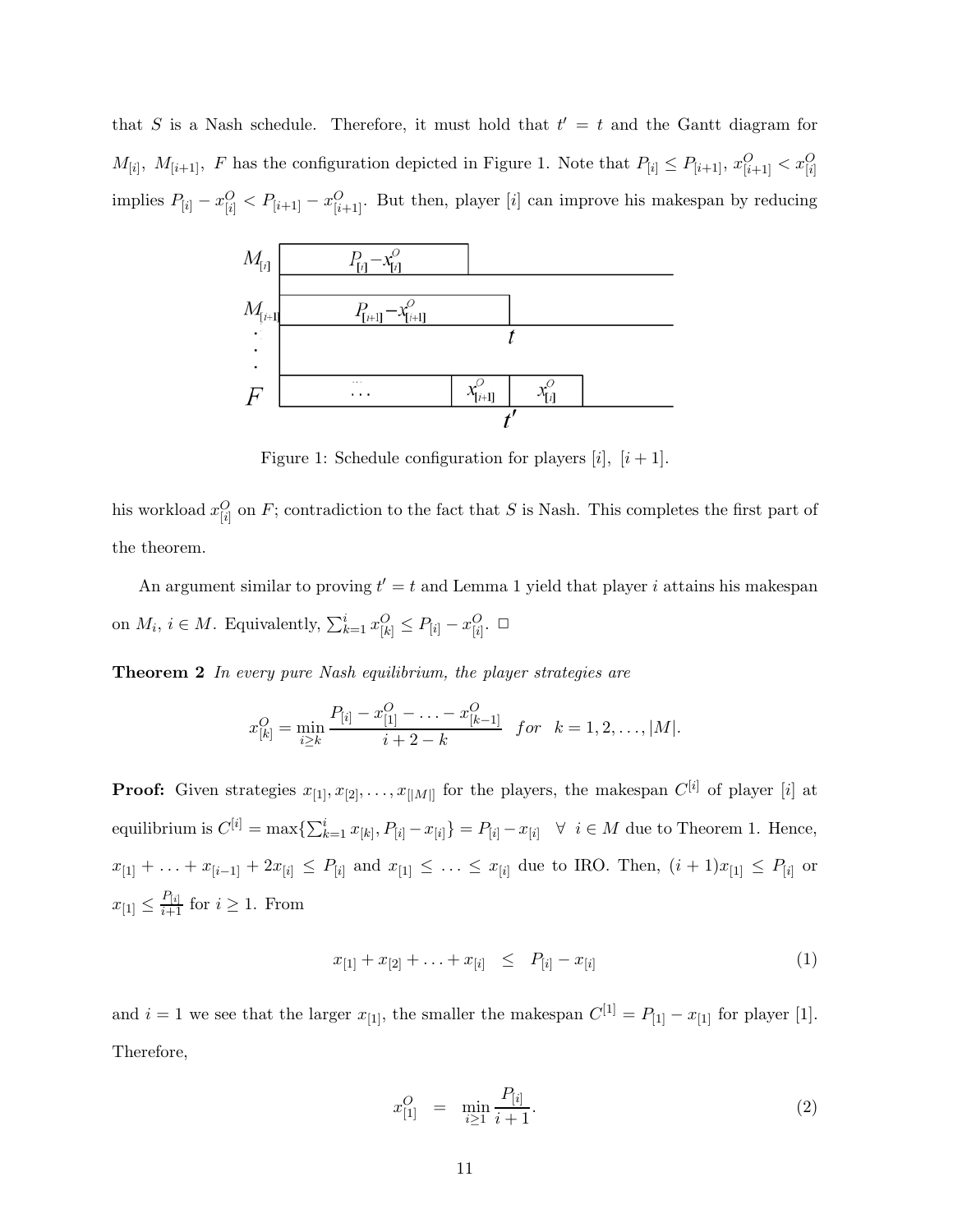that $S$ is a Nash schedule. Therefore, it must hold that $t' = t$ and the Gantt diagram for $M_{[i]},\ M_{[i+1]},\ F$ has the configuration depicted in Figure 1. Note that $P_{[i]} \leq P_{[i+1]}$, $x^O_{[i+1]} < x^O_{[i]}$ implies $P_{[i]} - x^O_{[i]} < P_{[i+1]} - x^O_{[i+1]}$. But then, player $[i]$ can improve his makespan by reducing

Figure 1: Schedule configuration for players $[i],\ [i+1]$.

his workload $x^O_{[i]}$ on $F$; contradiction to the fact that $S$ is Nash. This completes the first part of the theorem.

An argument similar to proving $t' = t$ and Lemma 1 yield that player $i$ attains his makespan on $M_i$, $i \in M$. Equivalently, $\sum_{k=1}^{i} x^O_{[k]} \leq P_{[i]} - x^O_{[i]}$. $\square$

**Theorem 2** *In every pure Nash equilibrium, the player strategies are*

$$x^O_{[k]} = \min_{i \geq k} \frac{P_{[i]} - x^O_{[1]} - \ldots - x^O_{[k-1]}}{i + 2 - k} \quad for \quad k = 1, 2, \ldots, |M|.$$

**Proof:** Given strategies $x_{[1]}, x_{[2]}, \ldots, x_{[|M|]}$ for the players, the makespan $C^{[i]}$ of player $[i]$ at equilibrium is $C^{[i]} = \max\{\sum_{k=1}^{i} x_{[k]}, P_{[i]} - x_{[i]}\} = P_{[i]} - x_{[i]} \quad \forall \ i \in M$ due to Theorem 1. Hence, $x_{[1]} + \ldots + x_{[i-1]} + 2x_{[i]} \leq P_{[i]}$ and $x_{[1]} \leq \ldots \leq x_{[i]}$ due to IRO. Then, $(i+1)x_{[1]} \leq P_{[i]}$ or $x_{[1]} \leq \frac{P_{[i]}}{i+1}$ for $i \geq 1$. From

$$x_{[1]} + x_{[2]} + \ldots + x_{[i]} \quad \leq \quad P_{[i]} - x_{[i]} \tag{1}$$

and $i = 1$ we see that the larger $x_{[1]}$, the smaller the makespan $C^{[1]} = P_{[1]} - x_{[1]}$ for player [1]. Therefore,

$$x^O_{[1]} \quad = \quad \min_{i \geq 1} \frac{P_{[i]}}{i + 1}. \tag{2}$$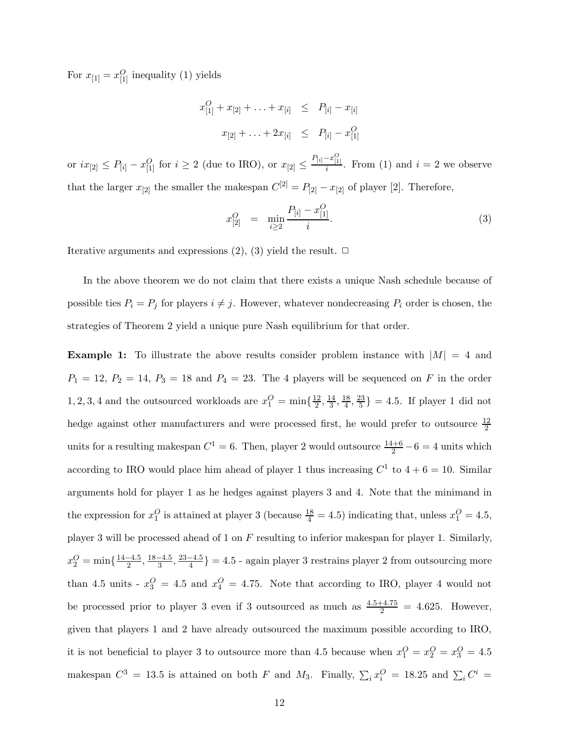For $x_{[1]} = x^O_{[1]}$ inequality (1) yields

$$
\begin{aligned}
x^O_{[1]} + x_{[2]} + \ldots + x_{[i]} &\leq P_{[i]} - x_{[i]} \\
x_{[2]} + \ldots + 2x_{[i]} &\leq P_{[i]} - x^O_{[1]}
\end{aligned}
$$

or $ix_{[2]} \leq P_{[i]} - x^O_{[1]}$ for $i \geq 2$ (due to IRO), or $x_{[2]} \leq \frac{P_{[i]} - x^O_{[1]}}{i}$. From (1) and $i = 2$ we observe that the larger $x_{[2]}$ the smaller the makespan $C^{[2]} = P_{[2]} - x_{[2]}$ of player [2]. Therefore,

$$
x^O_{[2]} = \min_{i \geq 2} \frac{P_{[i]} - x^O_{[1]}}{i}. \tag{3}
$$

Iterative arguments and expressions (2), (3) yield the result. $\square$

In the above theorem we do not claim that there exists a unique Nash schedule because of possible ties $P_i = P_j$ for players $i \neq j$. However, whatever nondecreasing $P_i$ order is chosen, the strategies of Theorem 2 yield a unique pure Nash equilibrium for that order.

**Example 1:** To illustrate the above results consider problem instance with $|M| = 4$ and $P_1 = 12$, $P_2 = 14$, $P_3 = 18$ and $P_4 = 23$. The 4 players will be sequenced on $F$ in the order $1, 2, 3, 4$ and the outsourced workloads are $x^O_1 = \min\{\frac{12}{2}, \frac{14}{3}, \frac{18}{4}, \frac{23}{5}\} = 4.5$. If player 1 did not hedge against other manufacturers and were processed first, he would prefer to outsource $\frac{12}{2}$ units for a resulting makespan $C^1 = 6$. Then, player 2 would outsource $\frac{14+6}{2} - 6 = 4$ units which according to IRO would place him ahead of player 1 thus increasing $C^1$ to $4 + 6 = 10$. Similar arguments hold for player 1 as he hedges against players 3 and 4. Note that the minimand in the expression for $x^O_1$ is attained at player 3 (because $\frac{18}{4} = 4.5$) indicating that, unless $x^O_1 = 4.5$, player 3 will be processed ahead of 1 on $F$ resulting to inferior makespan for player 1. Similarly, $x^O_2 = \min\{\frac{14-4.5}{2}, \frac{18-4.5}{3}, \frac{23-4.5}{4}\} = 4.5$ - again player 3 restrains player 2 from outsourcing more than 4.5 units - $x^O_3 = 4.5$ and $x^O_4 = 4.75$. Note that according to IRO, player 4 would not be processed prior to player 3 even if 3 outsourced as much as $\frac{4.5+4.75}{2} = 4.625$. However, given that players 1 and 2 have already outsourced the maximum possible according to IRO, it is not beneficial to player 3 to outsource more than 4.5 because when $x^O_1 = x^O_2 = x^O_3 = 4.5$ makespan $C^3 = 13.5$ is attained on both $F$ and $M_3$. Finally, $\sum_i x^O_i = 18.25$ and $\sum_i C^i =$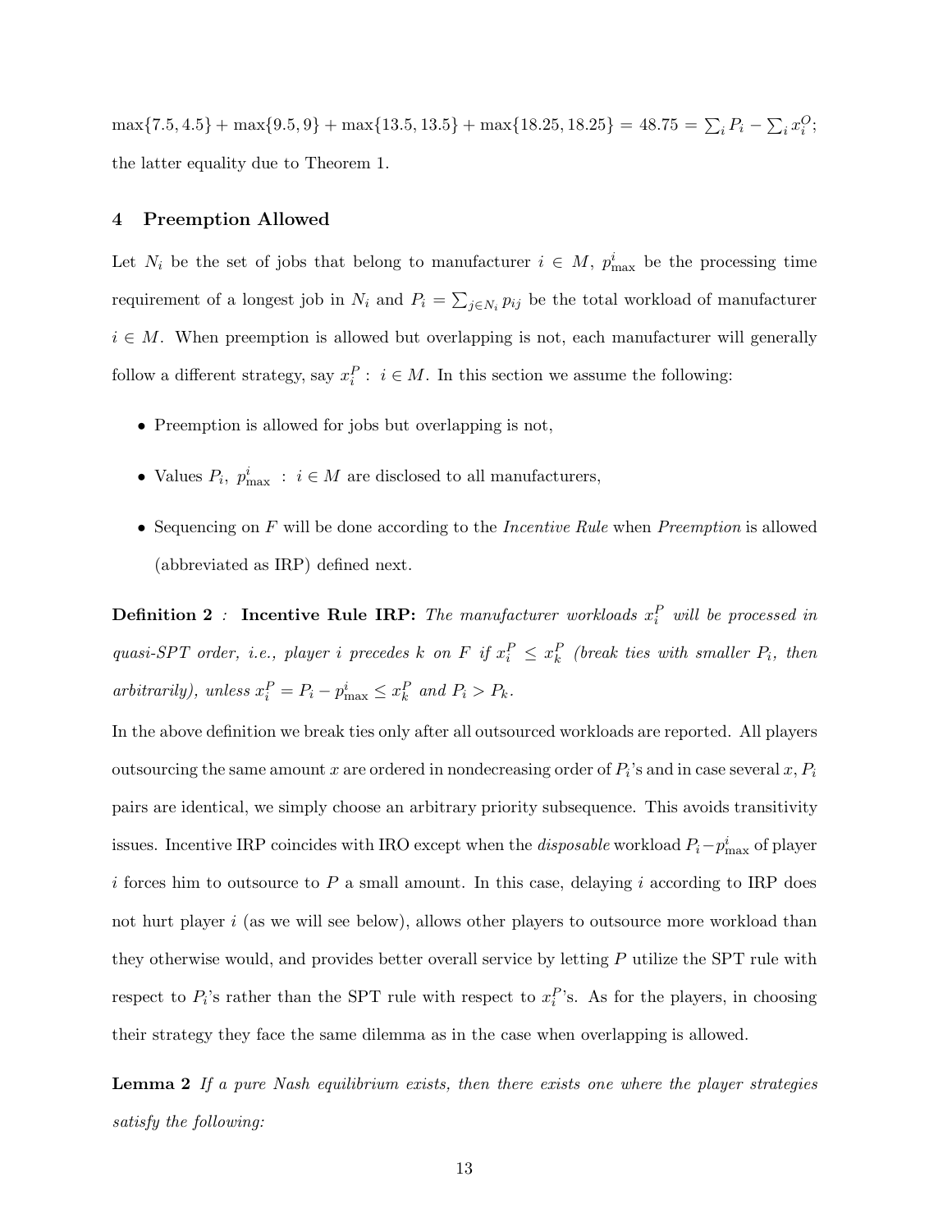$\max\{7.5, 4.5\} + \max\{9.5, 9\} + \max\{13.5, 13.5\} + \max\{18.25, 18.25\} = 48.75 = \sum_i P_i - \sum_i x_i^O$; the latter equality due to Theorem 1.

## 4 Preemption Allowed

Let $N_i$ be the set of jobs that belong to manufacturer $i \in M$, $p_{\max}^i$ be the processing time requirement of a longest job in $N_i$ and $P_i = \sum_{j \in N_i} p_{ij}$ be the total workload of manufacturer $i \in M$. When preemption is allowed but overlapping is not, each manufacturer will generally follow a different strategy, say $x_i^P : i \in M$. In this section we assume the following:

- Preemption is allowed for jobs but overlapping is not,
- Values $P_i,\ p_{\max}^i : i \in M$ are disclosed to all manufacturers,
- Sequencing on $F$ will be done according to the *Incentive Rule* when *Preemption* is allowed (abbreviated as IRP) defined next.

**Definition 2** *:* **Incentive Rule IRP:** *The manufacturer workloads $x_i^P$ will be processed in quasi-SPT order, i.e., player $i$ precedes $k$ on $F$ if $x_i^P \le x_k^P$ (break ties with smaller $P_i$, then arbitrarily), unless $x_i^P = P_i - p_{\max}^i \le x_k^P$ and $P_i > P_k$.*

In the above definition we break ties only after all outsourced workloads are reported. All players outsourcing the same amount $x$ are ordered in nondecreasing order of $P_i$'s and in case several $x, P_i$ pairs are identical, we simply choose an arbitrary priority subsequence. This avoids transitivity issues. Incentive IRP coincides with IRO except when the *disposable* workload $P_i - p_{\max}^i$ of player $i$ forces him to outsource to $P$ a small amount. In this case, delaying $i$ according to IRP does not hurt player $i$ (as we will see below), allows other players to outsource more workload than they otherwise would, and provides better overall service by letting $P$ utilize the SPT rule with respect to $P_i$'s rather than the SPT rule with respect to $x_i^P$'s. As for the players, in choosing their strategy they face the same dilemma as in the case when overlapping is allowed.

**Lemma 2** *If a pure Nash equilibrium exists, then there exists one where the player strategies satisfy the following:*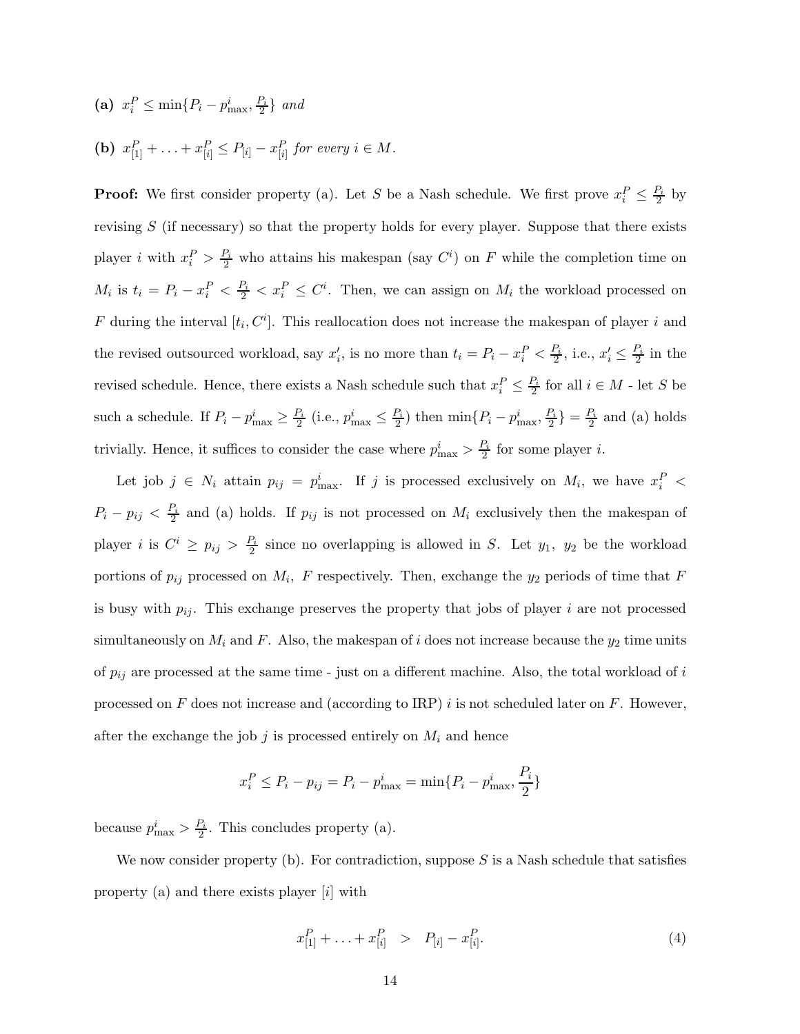**(a)** $x_i^P \leq \min\{P_i - p_{\max}^i, \frac{P_i}{2}\}$ *and*

**(b)** $x_{[1]}^P + \ldots + x_{[i]}^P \leq P_{[i]} - x_{[i]}^P$ *for every* $i \in M$.

**Proof:** We first consider property (a). Let $S$ be a Nash schedule. We first prove $x_i^P \leq \frac{P_i}{2}$ by revising $S$ (if necessary) so that the property holds for every player. Suppose that there exists player $i$ with $x_i^P > \frac{P_i}{2}$ who attains his makespan (say $C^i$) on $F$ while the completion time on $M_i$ is $t_i = P_i - x_i^P < \frac{P_i}{2} < x_i^P \leq C^i$. Then, we can assign on $M_i$ the workload processed on $F$ during the interval $[t_i, C^i]$. This reallocation does not increase the makespan of player $i$ and the revised outsourced workload, say $x_i'$, is no more than $t_i = P_i - x_i^P < \frac{P_i}{2}$, i.e., $x_i' \leq \frac{P_i}{2}$ in the revised schedule. Hence, there exists a Nash schedule such that $x_i^P \leq \frac{P_i}{2}$ for all $i \in M$ - let $S$ be such a schedule. If $P_i - p_{\max}^i \geq \frac{P_i}{2}$ (i.e., $p_{\max}^i \leq \frac{P_i}{2}$) then $\min\{P_i - p_{\max}^i, \frac{P_i}{2}\} = \frac{P_i}{2}$ and (a) holds trivially. Hence, it suffices to consider the case where $p_{\max}^i > \frac{P_i}{2}$ for some player $i$.

Let job $j \in N_i$ attain $p_{ij} = p_{\max}^i$. If $j$ is processed exclusively on $M_i$, we have $x_i^P < P_i - p_{ij} < \frac{P_i}{2}$ and (a) holds. If $p_{ij}$ is not processed on $M_i$ exclusively then the makespan of player $i$ is $C^i \geq p_{ij} > \frac{P_i}{2}$ since no overlapping is allowed in $S$. Let $y_1$, $y_2$ be the workload portions of $p_{ij}$ processed on $M_i$, $F$ respectively. Then, exchange the $y_2$ periods of time that $F$ is busy with $p_{ij}$. This exchange preserves the property that jobs of player $i$ are not processed simultaneously on $M_i$ and $F$. Also, the makespan of $i$ does not increase because the $y_2$ time units of $p_{ij}$ are processed at the same time - just on a different machine. Also, the total workload of $i$ processed on $F$ does not increase and (according to IRP) $i$ is not scheduled later on $F$. However, after the exchange the job $j$ is processed entirely on $M_i$ and hence

$$x_i^P \leq P_i - p_{ij} = P_i - p_{\max}^i = \min\{P_i - p_{\max}^i, \frac{P_i}{2}\}$$

because $p_{\max}^i > \frac{P_i}{2}$. This concludes property (a).

We now consider property (b). For contradiction, suppose $S$ is a Nash schedule that satisfies property (a) and there exists player $[i]$ with

$$x_{[1]}^P + \ldots + x_{[i]}^P \;\; > \;\; P_{[i]} - x_{[i]}^P. \tag{4}$$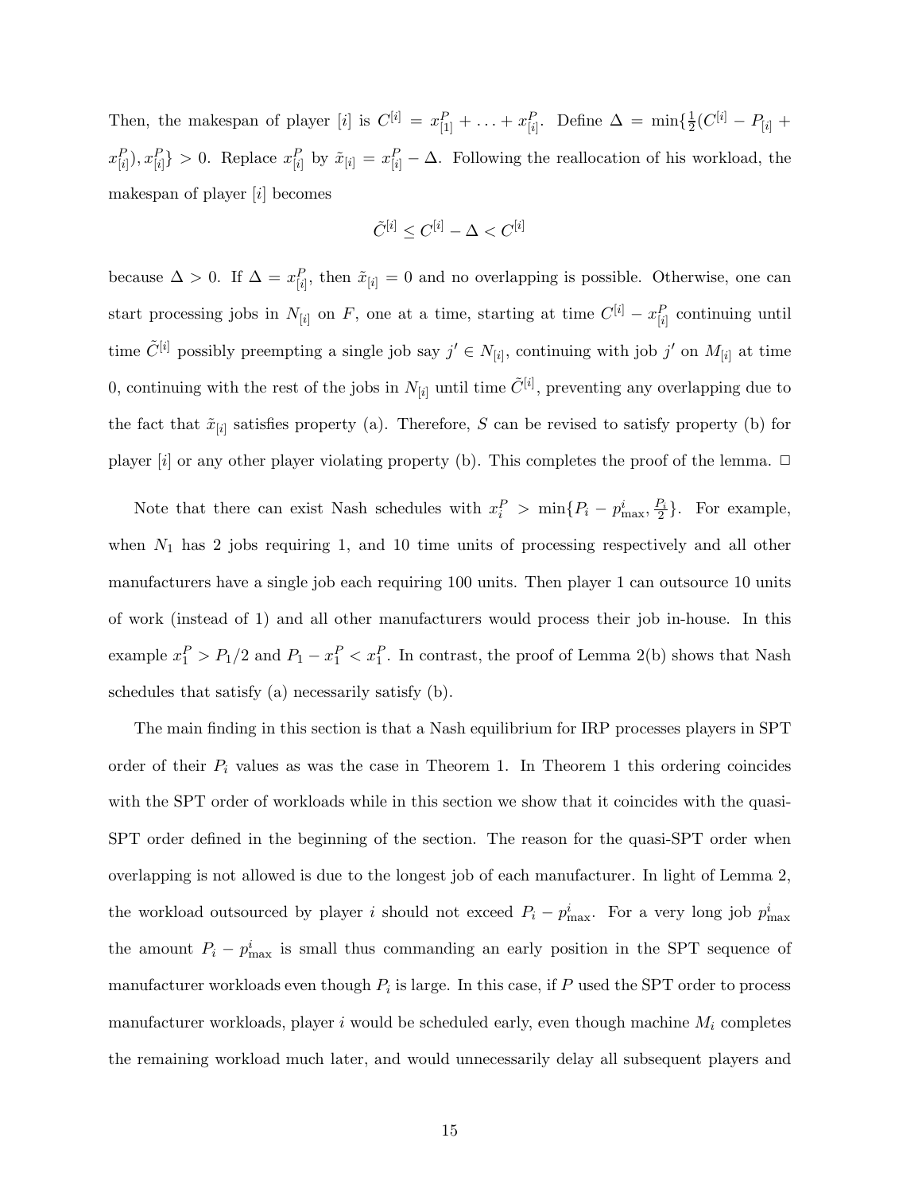Then, the makespan of player $[i]$ is $C^{[i]} = x^P_{[1]} + \ldots + x^P_{[i]}$. Define $\Delta = \min\{\frac{1}{2}(C^{[i]} - P_{[i]} + x^P_{[i]}), x^P_{[i]}\} > 0$. Replace $x^P_{[i]}$ by $\tilde{x}_{[i]} = x^P_{[i]} - \Delta$. Following the reallocation of his workload, the makespan of player $[i]$ becomes

$$\tilde{C}^{[i]} \leq C^{[i]} - \Delta < C^{[i]}$$

because $\Delta > 0$. If $\Delta = x^P_{[i]}$, then $\tilde{x}_{[i]} = 0$ and no overlapping is possible. Otherwise, one can start processing jobs in $N_{[i]}$ on $F$, one at a time, starting at time $C^{[i]} - x^P_{[i]}$ continuing until time $\tilde{C}^{[i]}$ possibly preempting a single job say $j' \in N_{[i]}$, continuing with job $j'$ on $M_{[i]}$ at time 0, continuing with the rest of the jobs in $N_{[i]}$ until time $\tilde{C}^{[i]}$, preventing any overlapping due to the fact that $\tilde{x}_{[i]}$ satisfies property (a). Therefore, $S$ can be revised to satisfy property (b) for player $[i]$ or any other player violating property (b). This completes the proof of the lemma. □

Note that there can exist Nash schedules with $x^P_i > \min\{P_i - p^i_{\max}, \frac{P_i}{2}\}$. For example, when $N_1$ has 2 jobs requiring 1, and 10 time units of processing respectively and all other manufacturers have a single job each requiring 100 units. Then player 1 can outsource 10 units of work (instead of 1) and all other manufacturers would process their job in-house. In this example $x^P_1 > P_1/2$ and $P_1 - x^P_1 < x^P_1$. In contrast, the proof of Lemma 2(b) shows that Nash schedules that satisfy (a) necessarily satisfy (b).

The main finding in this section is that a Nash equilibrium for IRP processes players in SPT order of their $P_i$ values as was the case in Theorem 1. In Theorem 1 this ordering coincides with the SPT order of workloads while in this section we show that it coincides with the quasi-SPT order defined in the beginning of the section. The reason for the quasi-SPT order when overlapping is not allowed is due to the longest job of each manufacturer. In light of Lemma 2, the workload outsourced by player $i$ should not exceed $P_i - p^i_{\max}$. For a very long job $p^i_{\max}$ the amount $P_i - p^i_{\max}$ is small thus commanding an early position in the SPT sequence of manufacturer workloads even though $P_i$ is large. In this case, if $P$ used the SPT order to process manufacturer workloads, player $i$ would be scheduled early, even though machine $M_i$ completes the remaining workload much later, and would unnecessarily delay all subsequent players and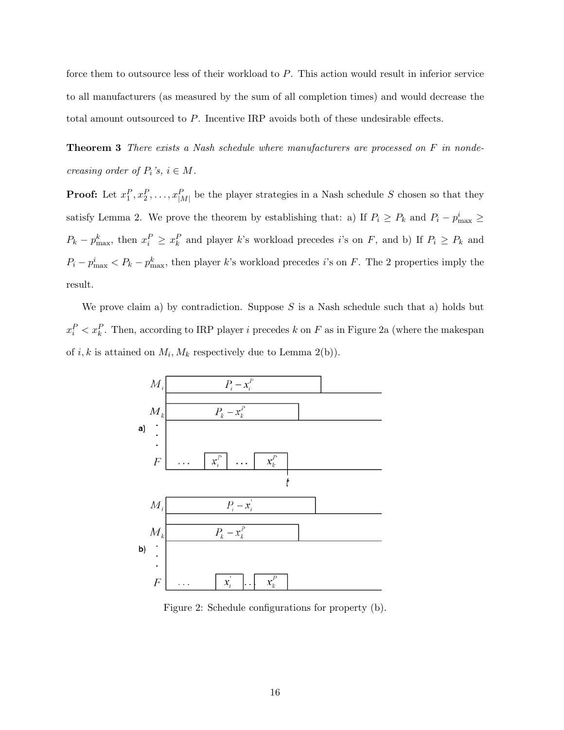force them to outsource less of their workload to $P$. This action would result in inferior service to all manufacturers (as measured by the sum of all completion times) and would decrease the total amount outsourced to $P$. Incentive IRP avoids both of these undesirable effects.

**Theorem 3** *There exists a Nash schedule where manufacturers are processed on $F$ in nondecreasing order of $P_i$'s, $i \in M$.*

**Proof:** Let $x_1^P, x_2^P, \ldots, x_{|M|}^P$ be the player strategies in a Nash schedule $S$ chosen so that they satisfy Lemma 2. We prove the theorem by establishing that: a) If $P_i \geq P_k$ and $P_i - p_{\max}^i \geq P_k - p_{\max}^k$, then $x_i^P \geq x_k^P$ and player $k$'s workload precedes $i$'s on $F$, and b) If $P_i \geq P_k$ and $P_i - p_{\max}^i < P_k - p_{\max}^k$, then player $k$'s workload precedes $i$'s on $F$. The 2 properties imply the result.

We prove claim a) by contradiction. Suppose $S$ is a Nash schedule such that a) holds but $x_i^P < x_k^P$. Then, according to IRP player $i$ precedes $k$ on $F$ as in Figure 2a (where the makespan of $i, k$ is attained on $M_i, M_k$ respectively due to Lemma 2(b)).

Figure 2: Schedule configurations for property (b).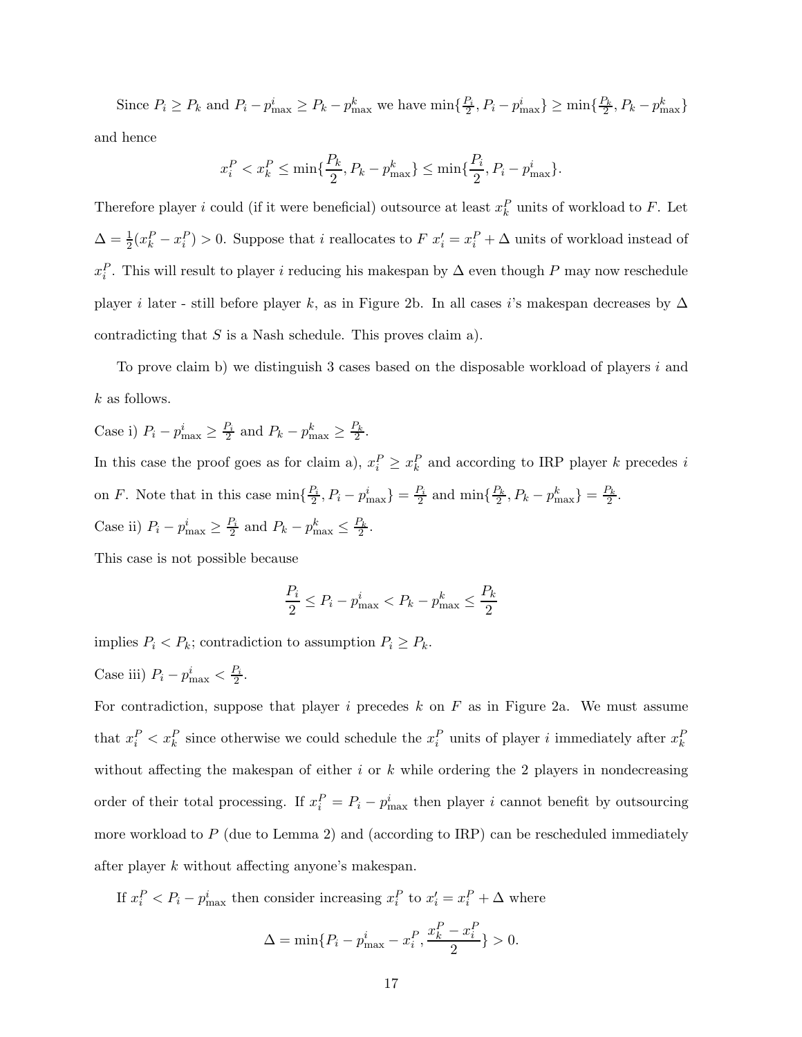Since $P_i \geq P_k$ and $P_i - p^i_{\max} \geq P_k - p^k_{\max}$ we have $\min\{\frac{P_i}{2}, P_i - p^i_{\max}\} \geq \min\{\frac{P_k}{2}, P_k - p^k_{\max}\}$ and hence

$$x^P_i < x^P_k \leq \min\{\frac{P_k}{2}, P_k - p^k_{\max}\} \leq \min\{\frac{P_i}{2}, P_i - p^i_{\max}\}.$$

Therefore player $i$ could (if it were beneficial) outsource at least $x^P_k$ units of workload to $F$. Let $\Delta = \frac{1}{2}(x^P_k - x^P_i) > 0$. Suppose that $i$ reallocates to $F$ $x'_i = x^P_i + \Delta$ units of workload instead of $x^P_i$. This will result to player $i$ reducing his makespan by $\Delta$ even though $P$ may now reschedule player $i$ later - still before player $k$, as in Figure 2b. In all cases $i$'s makespan decreases by $\Delta$ contradicting that $S$ is a Nash schedule. This proves claim a).

To prove claim b) we distinguish 3 cases based on the disposable workload of players $i$ and $k$ as follows.

Case i) $P_i - p^i_{\max} \geq \frac{P_i}{2}$ and $P_k - p^k_{\max} \geq \frac{P_k}{2}$.
In this case the proof goes as for claim a), $x^P_i \geq x^P_k$ and according to IRP player $k$ precedes $i$ on $F$. Note that in this case $\min\{\frac{P_i}{2}, P_i - p^i_{\max}\} = \frac{P_i}{2}$ and $\min\{\frac{P_k}{2}, P_k - p^k_{\max}\} = \frac{P_k}{2}$.

Case ii) $P_i - p^i_{\max} \geq \frac{P_i}{2}$ and $P_k - p^k_{\max} \leq \frac{P_k}{2}$.
This case is not possible because

$$\frac{P_i}{2} \leq P_i - p^i_{\max} < P_k - p^k_{\max} \leq \frac{P_k}{2}$$

implies $P_i < P_k$; contradiction to assumption $P_i \geq P_k$.

Case iii) $P_i - p^i_{\max} < \frac{P_i}{2}$.
For contradiction, suppose that player $i$ precedes $k$ on $F$ as in Figure 2a. We must assume that $x^P_i < x^P_k$ since otherwise we could schedule the $x^P_i$ units of player $i$ immediately after $x^P_k$ without affecting the makespan of either $i$ or $k$ while ordering the 2 players in nondecreasing order of their total processing. If $x^P_i = P_i - p^i_{\max}$ then player $i$ cannot benefit by outsourcing more workload to $P$ (due to Lemma 2) and (according to IRP) can be rescheduled immediately after player $k$ without affecting anyone's makespan.

If $x^P_i < P_i - p^i_{\max}$ then consider increasing $x^P_i$ to $x'_i = x^P_i + \Delta$ where

$$\Delta = \min\{P_i - p^i_{\max} - x^P_i, \frac{x^P_k - x^P_i}{2}\} > 0.$$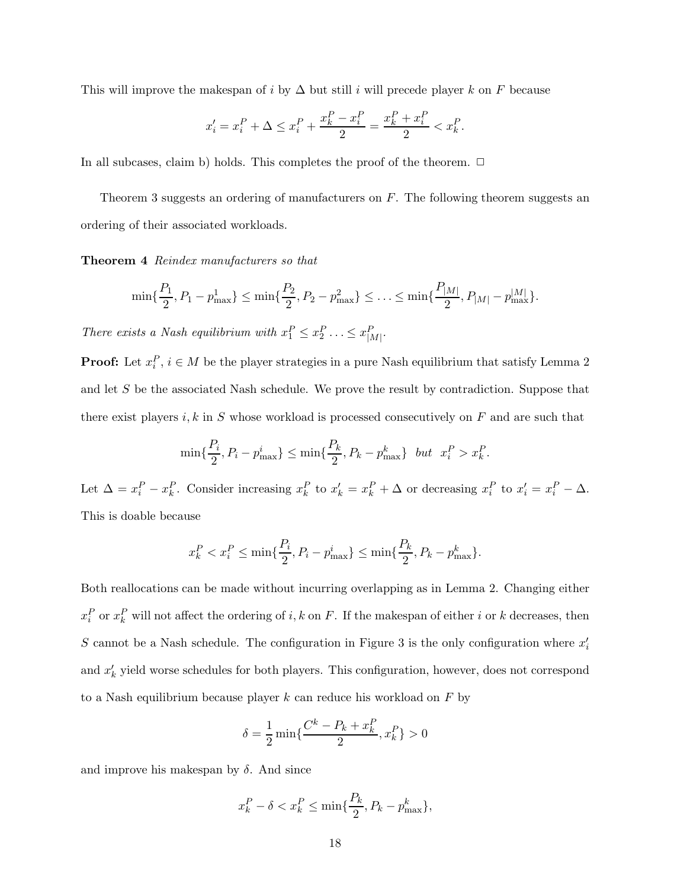This will improve the makespan of $i$ by $\Delta$ but still $i$ will precede player $k$ on $F$ because

$$x_i' = x_i^P + \Delta \leq x_i^P + \frac{x_k^P - x_i^P}{2} = \frac{x_k^P + x_i^P}{2} < x_k^P.$$

In all subcases, claim b) holds. This completes the proof of the theorem. $\Box$

Theorem 3 suggests an ordering of manufacturers on $F$. The following theorem suggests an ordering of their associated workloads.

**Theorem 4** *Reindex manufacturers so that*

$$\min\{\frac{P_1}{2}, P_1 - p_{\max}^1\} \leq \min\{\frac{P_2}{2}, P_2 - p_{\max}^2\} \leq \ldots \leq \min\{\frac{P_{|M|}}{2}, P_{|M|} - p_{\max}^{|M|}\}.$$

*There exists a Nash equilibrium with* $x_1^P \leq x_2^P \ldots \leq x_{|M|}^P$.

**Proof:** Let $x_i^P$, $i \in M$ be the player strategies in a pure Nash equilibrium that satisfy Lemma 2 and let $S$ be the associated Nash schedule. We prove the result by contradiction. Suppose that there exist players $i, k$ in $S$ whose workload is processed consecutively on $F$ and are such that

$$\min\{\frac{P_i}{2}, P_i - p_{\max}^i\} \leq \min\{\frac{P_k}{2}, P_k - p_{\max}^k\} \quad but \quad x_i^P > x_k^P.$$

Let $\Delta = x_i^P - x_k^P$. Consider increasing $x_k^P$ to $x_k' = x_k^P + \Delta$ or decreasing $x_i^P$ to $x_i' = x_i^P - \Delta$. This is doable because

$$x_k^P < x_i^P \leq \min\{\frac{P_i}{2}, P_i - p_{\max}^i\} \leq \min\{\frac{P_k}{2}, P_k - p_{\max}^k\}.$$

Both reallocations can be made without incurring overlapping as in Lemma 2. Changing either $x_i^P$ or $x_k^P$ will not affect the ordering of $i, k$ on $F$. If the makespan of either $i$ or $k$ decreases, then $S$ cannot be a Nash schedule. The configuration in Figure 3 is the only configuration where $x_i'$ and $x_k'$ yield worse schedules for both players. This configuration, however, does not correspond to a Nash equilibrium because player $k$ can reduce his workload on $F$ by

$$\delta = \frac{1}{2}\min\{\frac{C^k - P_k + x_k^P}{2}, x_k^P\} > 0$$

and improve his makespan by $\delta$. And since

$$x_k^P - \delta < x_k^P \leq \min\{\frac{P_k}{2}, P_k - p_{\max}^k\},$$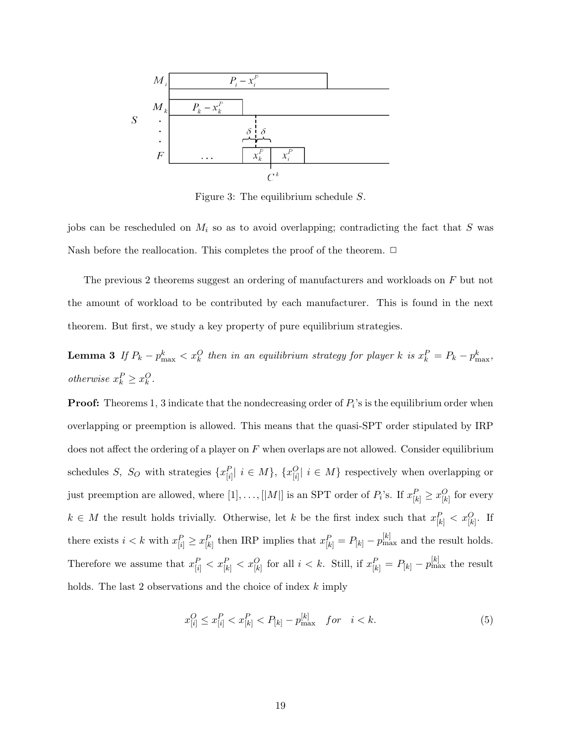Figure 3: The equilibrium schedule $S$.

jobs can be rescheduled on $M_i$ so as to avoid overlapping; contradicting the fact that $S$ was Nash before the reallocation. This completes the proof of the theorem. □

The previous 2 theorems suggest an ordering of manufacturers and workloads on $F$ but not the amount of workload to be contributed by each manufacturer. This is found in the next theorem. But first, we study a key property of pure equilibrium strategies.

**Lemma 3** *If $P_k - p^k_{\max} < x^O_k$ then in an equilibrium strategy for player $k$ is $x^P_k = P_k - p^k_{\max}$, otherwise $x^P_k \geq x^O_k$.*

**Proof:** Theorems 1, 3 indicate that the nondecreasing order of $P_i$'s is the equilibrium order when overlapping or preemption is allowed. This means that the quasi-SPT order stipulated by IRP does not affect the ordering of a player on $F$ when overlaps are not allowed. Consider equilibrium schedules $S$, $S_O$ with strategies $\{x^P_{[i]} | \ i \in M\}$, $\{x^O_{[i]} | \ i \in M\}$ respectively when overlapping or just preemption are allowed, where $[1], \ldots, [|M|]$ is an SPT order of $P_i$'s. If $x^P_{[k]} \geq x^O_{[k]}$ for every $k \in M$ the result holds trivially. Otherwise, let $k$ be the first index such that $x^P_{[k]} < x^O_{[k]}$. If there exists $i < k$ with $x^P_{[i]} \geq x^P_{[k]}$ then IRP implies that $x^P_{[k]} = P_{[k]} - p^{[k]}_{\max}$ and the result holds. Therefore we assume that $x^P_{[i]} < x^P_{[k]} < x^O_{[k]}$ for all $i < k$. Still, if $x^P_{[k]} = P_{[k]} - p^{[k]}_{\max}$ the result holds. The last 2 observations and the choice of index $k$ imply

$$x^O_{[i]} \leq x^P_{[i]} < x^P_{[k]} < P_{[k]} - p^{[k]}_{\max} \quad for \quad i < k. \tag{5}$$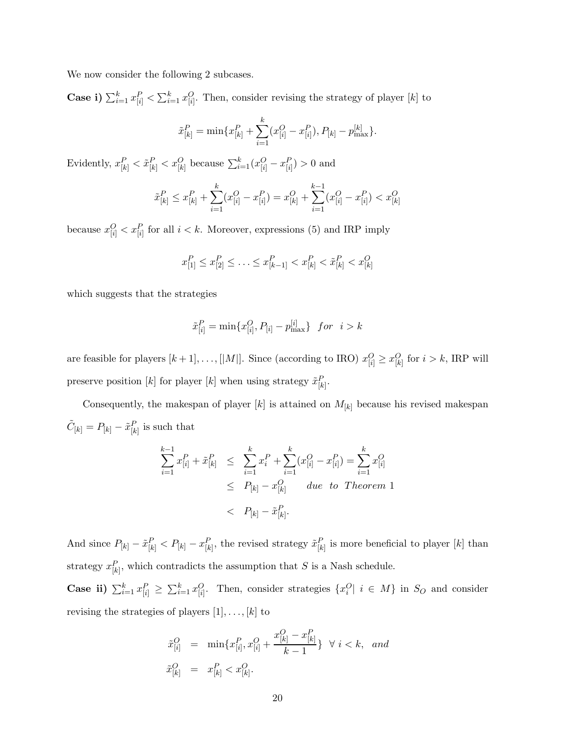We now consider the following 2 subcases.

**Case i)** $\sum_{i=1}^{k} x^P_{[i]} < \sum_{i=1}^{k} x^O_{[i]}$. Then, consider revising the strategy of player $[k]$ to

$$\tilde{x}^P_{[k]} = \min\{x^P_{[k]} + \sum_{i=1}^{k}(x^O_{[i]} - x^P_{[i]}), P_{[k]} - p^{[k]}_{\max}\}.$$

Evidently, $x^P_{[k]} < \tilde{x}^P_{[k]} < x^O_{[k]}$ because $\sum_{i=1}^{k}(x^O_{[i]} - x^P_{[i]}) > 0$ and

$$\tilde{x}^P_{[k]} \leq x^P_{[k]} + \sum_{i=1}^{k}(x^O_{[i]} - x^P_{[i]}) = x^O_{[k]} + \sum_{i=1}^{k-1}(x^O_{[i]} - x^P_{[i]}) < x^O_{[k]}$$

because $x^O_{[i]} < x^P_{[i]}$ for all $i < k$. Moreover, expressions (5) and IRP imply

$$x^P_{[1]} \leq x^P_{[2]} \leq \ldots \leq x^P_{[k-1]} < x^P_{[k]} < \tilde{x}^P_{[k]} < x^O_{[k]}$$

which suggests that the strategies

$$\tilde{x}^P_{[i]} = \min\{x^O_{[i]}, P_{[i]} - p^{[i]}_{\max}\} \quad for \quad i > k$$

are feasible for players $[k+1], \ldots, [|M|]$. Since (according to IRO) $x^O_{[i]} \geq x^O_{[k]}$ for $i > k$, IRP will preserve position $[k]$ for player $[k]$ when using strategy $\tilde{x}^P_{[k]}$.

Consequently, the makespan of player $[k]$ is attained on $M_{[k]}$ because his revised makespan $\tilde{C}_{[k]} = P_{[k]} - \tilde{x}^P_{[k]}$ is such that

$$\begin{aligned}
\sum_{i=1}^{k-1} x^P_{[i]} + \tilde{x}^P_{[k]} &\leq \sum_{i=1}^{k} x^P_i + \sum_{i=1}^{k}(x^O_{[i]} - x^P_{[i]}) = \sum_{i=1}^{k} x^O_{[i]} \\
&\leq P_{[k]} - x^O_{[k]} \qquad due \;\; to \;\; Theorem \; 1 \\
&< P_{[k]} - \tilde{x}^P_{[k]}.
\end{aligned}$$

And since $P_{[k]} - \tilde{x}^P_{[k]} < P_{[k]} - x^P_{[k]}$, the revised strategy $\tilde{x}^P_{[k]}$ is more beneficial to player $[k]$ than strategy $x^P_{[k]}$, which contradicts the assumption that $S$ is a Nash schedule.

**Case ii)** $\sum_{i=1}^{k} x^P_{[i]} \geq \sum_{i=1}^{k} x^O_{[i]}$. Then, consider strategies $\{x^O_i | \; i \in M\}$ in $S_O$ and consider revising the strategies of players $[1], \ldots, [k]$ to

$$\begin{aligned}
\tilde{x}^O_{[i]} &= \min\{x^P_{[i]}, x^O_{[i]} + \frac{x^O_{[k]} - x^P_{[k]}}{k-1}\} \;\; \forall \; i < k, \;\; and \\
\tilde{x}^O_{[k]} &= x^P_{[k]} < x^O_{[k]}.
\end{aligned}$$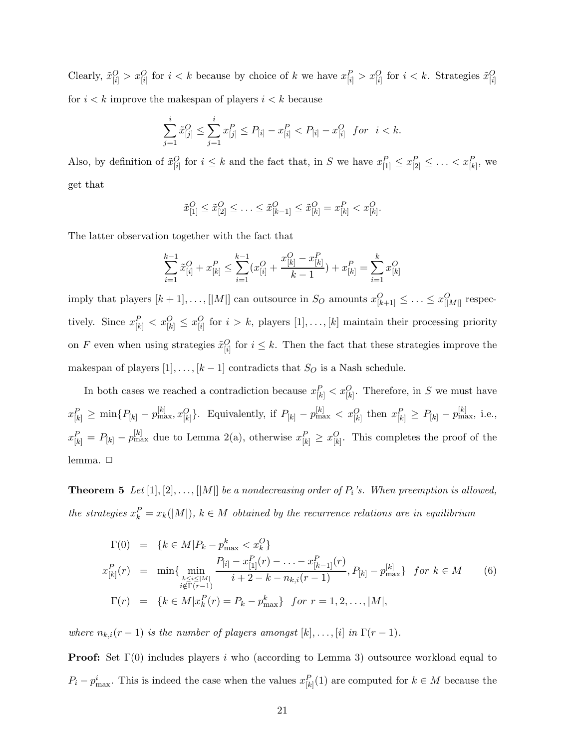Clearly, $\tilde{x}^O_{[i]} > x^O_{[i]}$ for $i < k$ because by choice of $k$ we have $x^P_{[i]} > x^O_{[i]}$ for $i < k$. Strategies $\tilde{x}^O_{[i]}$ for $i < k$ improve the makespan of players $i < k$ because

$$\sum_{j=1}^{i} \tilde{x}^O_{[j]} \leq \sum_{j=1}^{i} x^P_{[j]} \leq P_{[i]} - x^P_{[i]} < P_{[i]} - x^O_{[i]} \quad for \quad i < k.$$

Also, by definition of $\tilde{x}^O_{[i]}$ for $i \leq k$ and the fact that, in $S$ we have $x^P_{[1]} \leq x^P_{[2]} \leq \ldots < x^P_{[k]}$, we get that

$$\tilde{x}^O_{[1]} \leq \tilde{x}^O_{[2]} \leq \ldots \leq \tilde{x}^O_{[k-1]} \leq \tilde{x}^O_{[k]} = x^P_{[k]} < x^O_{[k]}.$$

The latter observation together with the fact that

$$\sum_{i=1}^{k-1} \tilde{x}^O_{[i]} + x^P_{[k]} \leq \sum_{i=1}^{k-1} (x^O_{[i]} + \frac{x^O_{[k]} - x^P_{[k]}}{k-1}) + x^P_{[k]} = \sum_{i=1}^{k} x^O_{[k]}$$

imply that players $[k+1], \ldots, [|M|]$ can outsource in $S_O$ amounts $x^O_{[k+1]} \leq \ldots \leq x^O_{[|M|]}$ respectively. Since $x^P_{[k]} < x^O_{[k]} \leq x^O_{[i]}$ for $i > k$, players $[1], \ldots, [k]$ maintain their processing priority on $F$ even when using strategies $\tilde{x}^O_{[i]}$ for $i \leq k$. Then the fact that these strategies improve the makespan of players $[1], \ldots, [k-1]$ contradicts that $S_O$ is a Nash schedule.

In both cases we reached a contradiction because $x^P_{[k]} < x^O_{[k]}$. Therefore, in $S$ we must have $x^P_{[k]} \geq \min\{P_{[k]} - p^{[k]}_{\max}, x^O_{[k]}\}$. Equivalently, if $P_{[k]} - p^{[k]}_{\max} < x^O_{[k]}$ then $x^P_{[k]} \geq P_{[k]} - p^{[k]}_{\max}$, i.e., $x^P_{[k]} = P_{[k]} - p^{[k]}_{\max}$ due to Lemma 2(a), otherwise $x^P_{[k]} \geq x^O_{[k]}$. This completes the proof of the lemma. □

**Theorem 5** *Let $[1], [2], \ldots, [|M|]$ be a nondecreasing order of $P_i$'s. When preemption is allowed, the strategies $x^P_k = x_k(|M|)$, $k \in M$ obtained by the recurrence relations are in equilibrium*

$$\begin{aligned}
\Gamma(0) &= \{k \in M | P_k - p^k_{\max} < x^O_k\} \\
x^P_{[k]}(r) &= \min\{\min_{\substack{k \leq i \leq |M| \\ i \notin \Gamma(r-1)}} \frac{P_{[i]} - x^P_{[1]}(r) - \ldots - x^P_{[k-1]}(r)}{i + 2 - k - n_{k,i}(r-1)}, P_{[k]} - p^{[k]}_{\max}\} \quad for \ k \in M \qquad (6) \\
\Gamma(r) &= \{k \in M | x^P_k(r) = P_k - p^k_{\max}\} \quad for \ r = 1, 2, \ldots, |M|,
\end{aligned}$$

*where $n_{k,i}(r-1)$ is the number of players amongst $[k], \ldots, [i]$ in $\Gamma(r-1)$.*

**Proof:** Set $\Gamma(0)$ includes players $i$ who (according to Lemma 3) outsource workload equal to $P_i - p^i_{\max}$. This is indeed the case when the values $x^P_{[k]}(1)$ are computed for $k \in M$ because the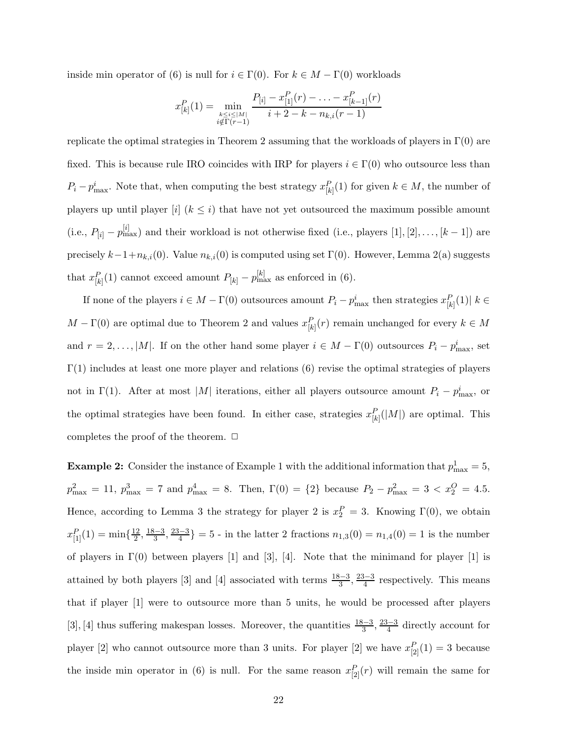inside min operator of (6) is null for $i \in \Gamma(0)$. For $k \in M - \Gamma(0)$ workloads

$$x^P_{[k]}(1) = \min_{\substack{k \leq i \leq |M| \\ i \notin \Gamma(r-1)}} \frac{P_{[i]} - x^P_{[1]}(r) - \ldots - x^P_{[k-1]}(r)}{i + 2 - k - n_{k,i}(r-1)}$$

replicate the optimal strategies in Theorem 2 assuming that the workloads of players in $\Gamma(0)$ are fixed. This is because rule IRO coincides with IRP for players $i \in \Gamma(0)$ who outsource less than $P_i - p^i_{\max}$. Note that, when computing the best strategy $x^P_{[k]}(1)$ for given $k \in M$, the number of players up until player $[i]$ ($k \leq i$) that have not yet outsourced the maximum possible amount (i.e., $P_{[i]} - p^{[i]}_{\max}$) and their workload is not otherwise fixed (i.e., players $[1], [2], \ldots, [k-1]$) are precisely $k-1+n_{k,i}(0)$. Value $n_{k,i}(0)$ is computed using set $\Gamma(0)$. However, Lemma 2(a) suggests that $x^P_{[k]}(1)$ cannot exceed amount $P_{[k]} - p^{[k]}_{\max}$ as enforced in (6).

If none of the players $i \in M - \Gamma(0)$ outsources amount $P_i - p^i_{\max}$ then strategies $x^P_{[k]}(1)| \; k \in M - \Gamma(0)$ are optimal due to Theorem 2 and values $x^P_{[k]}(r)$ remain unchanged for every $k \in M$ and $r = 2, \ldots, |M|$. If on the other hand some player $i \in M - \Gamma(0)$ outsources $P_i - p^i_{\max}$, set $\Gamma(1)$ includes at least one more player and relations (6) revise the optimal strategies of players not in $\Gamma(1)$. After at most $|M|$ iterations, either all players outsource amount $P_i - p^i_{\max}$, or the optimal strategies have been found. In either case, strategies $x^P_{[k]}(|M|)$ are optimal. This completes the proof of the theorem. $\square$

**Example 2:** Consider the instance of Example 1 with the additional information that $p^1_{\max} = 5$, $p^2_{\max} = 11$, $p^3_{\max} = 7$ and $p^4_{\max} = 8$. Then, $\Gamma(0) = \{2\}$ because $P_2 - p^2_{\max} = 3 < x^O_2 = 4.5$. Hence, according to Lemma 3 the strategy for player 2 is $x^P_2 = 3$. Knowing $\Gamma(0)$, we obtain $x^P_{[1]}(1) = \min\{\frac{12}{2}, \frac{18-3}{3}, \frac{23-3}{4}\} = 5$ - in the latter 2 fractions $n_{1,3}(0) = n_{1,4}(0) = 1$ is the number of players in $\Gamma(0)$ between players [1] and [3], [4]. Note that the minimand for player [1] is attained by both players [3] and [4] associated with terms $\frac{18-3}{3}, \frac{23-3}{4}$ respectively. This means that if player [1] were to outsource more than 5 units, he would be processed after players [3], [4] thus suffering makespan losses. Moreover, the quantities $\frac{18-3}{3}, \frac{23-3}{4}$ directly account for player [2] who cannot outsource more than 3 units. For player [2] we have $x^P_{[2]}(1) = 3$ because the inside min operator in (6) is null. For the same reason $x^P_{[2]}(r)$ will remain the same for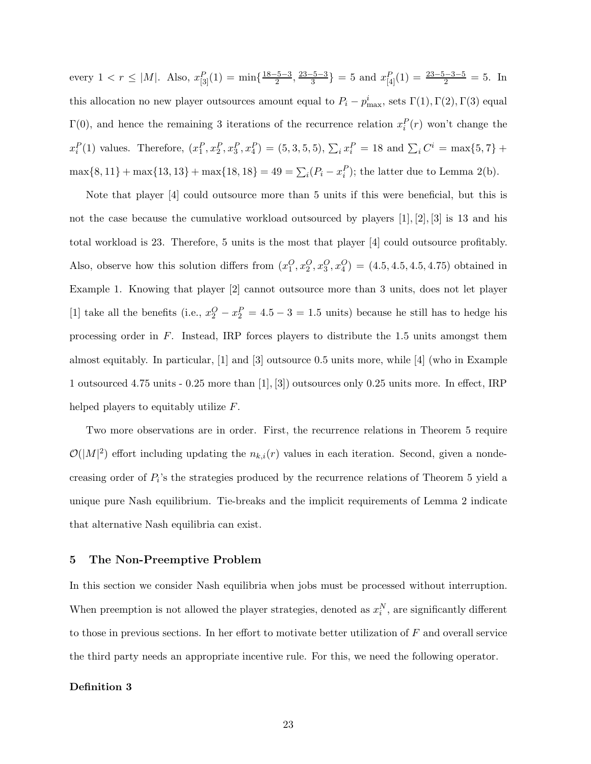every $1 < r \leq |M|$. Also, $x^P_{[3]}(1) = \min\{\frac{18-5-3}{2}, \frac{23-5-3}{3}\} = 5$ and $x^P_{[4]}(1) = \frac{23-5-3-5}{2} = 5$. In this allocation no new player outsources amount equal to $P_i - p^i_{\max}$, sets $\Gamma(1), \Gamma(2), \Gamma(3)$ equal $\Gamma(0)$, and hence the remaining 3 iterations of the recurrence relation $x^P_i(r)$ won't change the $x^P_i(1)$ values. Therefore, $(x^P_1, x^P_2, x^P_3, x^P_4) = (5, 3, 5, 5)$, $\sum_i x^P_i = 18$ and $\sum_i C^i = \max\{5, 7\} + \max\{8, 11\} + \max\{13, 13\} + \max\{18, 18\} = 49 = \sum_i (P_i - x^P_i)$; the latter due to Lemma 2(b).

Note that player [4] could outsource more than 5 units if this were beneficial, but this is not the case because the cumulative workload outsourced by players [1], [2], [3] is 13 and his total workload is 23. Therefore, 5 units is the most that player [4] could outsource profitably. Also, observe how this solution differs from $(x^O_1, x^O_2, x^O_3, x^O_4) = (4.5, 4.5, 4.5, 4.75)$ obtained in Example 1. Knowing that player [2] cannot outsource more than 3 units, does not let player [1] take all the benefits (i.e., $x^O_2 - x^P_2 = 4.5 - 3 = 1.5$ units) because he still has to hedge his processing order in $F$. Instead, IRP forces players to distribute the 1.5 units amongst them almost equitably. In particular, [1] and [3] outsource 0.5 units more, while [4] (who in Example 1 outsourced 4.75 units - 0.25 more than [1], [3]) outsources only 0.25 units more. In effect, IRP helped players to equitably utilize $F$.

Two more observations are in order. First, the recurrence relations in Theorem 5 require $\mathcal{O}(|M|^2)$ effort including updating the $n_{k,i}(r)$ values in each iteration. Second, given a nondecreasing order of $P_i$'s the strategies produced by the recurrence relations of Theorem 5 yield a unique pure Nash equilibrium. Tie-breaks and the implicit requirements of Lemma 2 indicate that alternative Nash equilibria can exist.

## 5 The Non-Preemptive Problem

In this section we consider Nash equilibria when jobs must be processed without interruption. When preemption is not allowed the player strategies, denoted as $x^N_i$, are significantly different to those in previous sections. In her effort to motivate better utilization of $F$ and overall service the third party needs an appropriate incentive rule. For this, we need the following operator.

**Definition 3**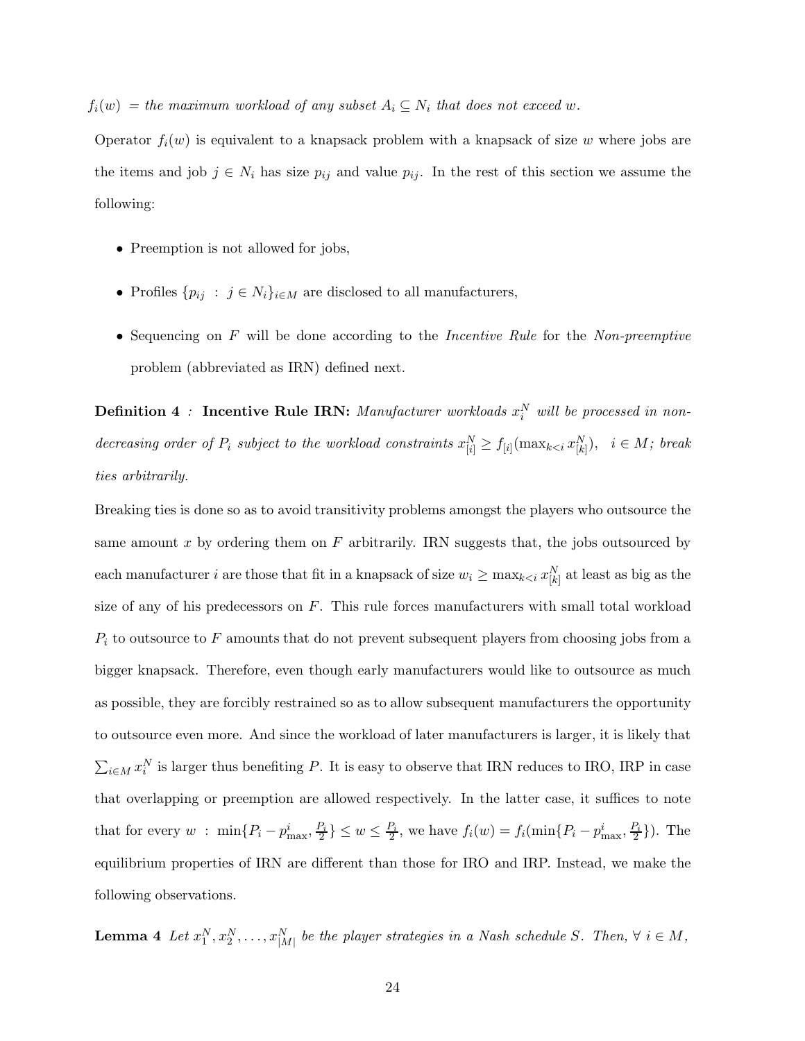$f_i(w)$ = *the maximum workload of any subset* $A_i \subseteq N_i$ *that does not exceed* $w$.

Operator $f_i(w)$ is equivalent to a knapsack problem with a knapsack of size $w$ where jobs are the items and job $j \in N_i$ has size $p_{ij}$ and value $p_{ij}$. In the rest of this section we assume the following:

- Preemption is not allowed for jobs,
- Profiles $\{p_{ij} \ : \ j \in N_i\}_{i \in M}$ are disclosed to all manufacturers,
- Sequencing on $F$ will be done according to the *Incentive Rule* for the *Non-preemptive* problem (abbreviated as IRN) defined next.

**Definition 4** *:* **Incentive Rule IRN:** *Manufacturer workloads* $x_i^N$ *will be processed in non-decreasing order of* $P_i$ *subject to the workload constraints* $x_{[i]}^N \geq f_{[i]}(\max_{k<i} x_{[k]}^N)$, $\ i \in M$*; break ties arbitrarily.*

Breaking ties is done so as to avoid transitivity problems amongst the players who outsource the same amount $x$ by ordering them on $F$ arbitrarily. IRN suggests that, the jobs outsourced by each manufacturer $i$ are those that fit in a knapsack of size $w_i \geq \max_{k<i} x_{[k]}^N$ at least as big as the size of any of his predecessors on $F$. This rule forces manufacturers with small total workload $P_i$ to outsource to $F$ amounts that do not prevent subsequent players from choosing jobs from a bigger knapsack. Therefore, even though early manufacturers would like to outsource as much as possible, they are forcibly restrained so as to allow subsequent manufacturers the opportunity to outsource even more. And since the workload of later manufacturers is larger, it is likely that $\sum_{i \in M} x_i^N$ is larger thus benefiting $P$. It is easy to observe that IRN reduces to IRO, IRP in case that overlapping or preemption are allowed respectively. In the latter case, it suffices to note that for every $w \ : \ \min\{P_i - p_{\max}^i, \frac{P_i}{2}\} \leq w \leq \frac{P_i}{2}$, we have $f_i(w) = f_i(\min\{P_i - p_{\max}^i, \frac{P_i}{2}\})$. The equilibrium properties of IRN are different than those for IRO and IRP. Instead, we make the following observations.

**Lemma 4** *Let* $x_1^N, x_2^N, \ldots, x_{|M|}^N$ *be the player strategies in a Nash schedule* $S$*. Then,* $\forall \ i \in M$*,*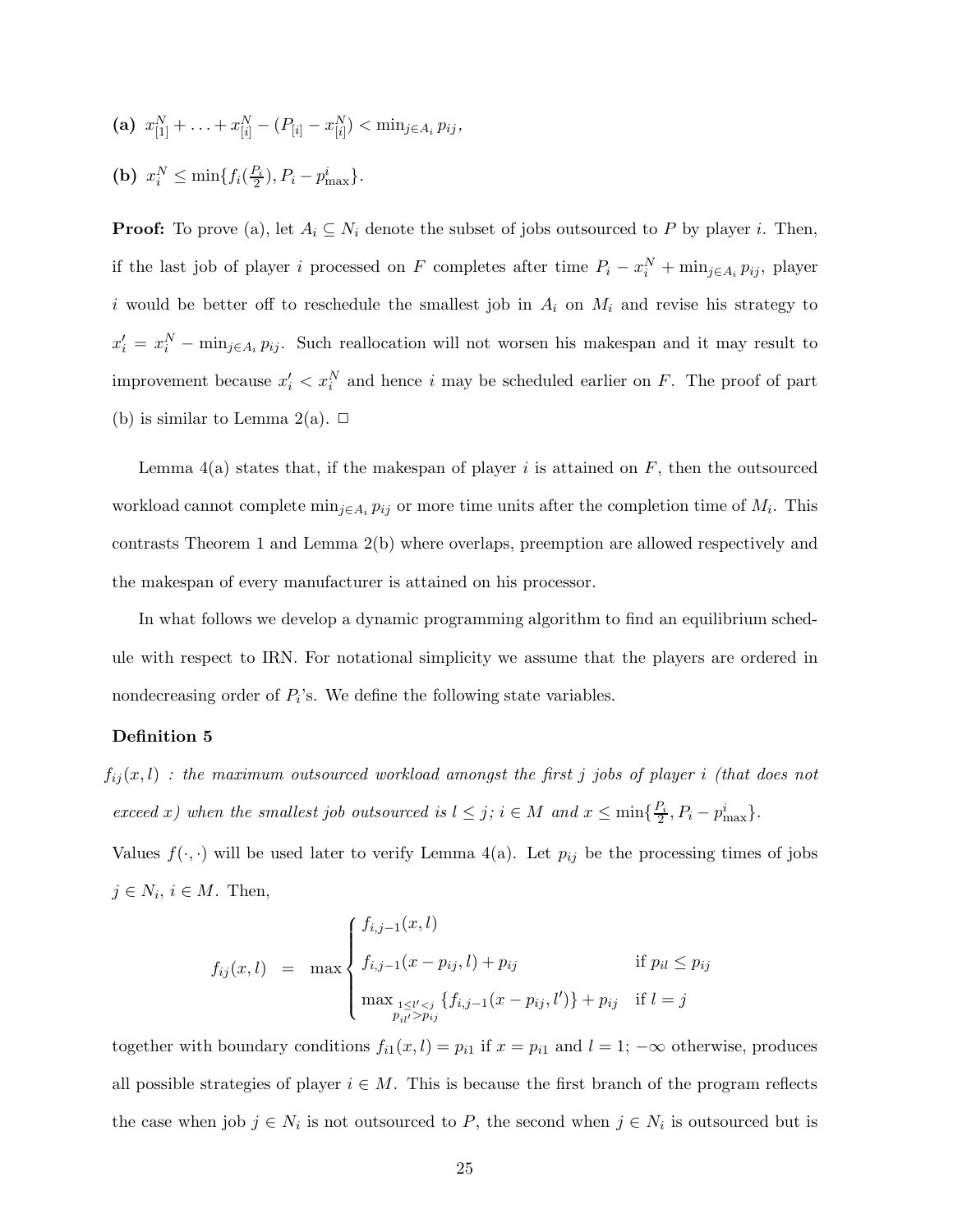**(a)** $x^N_{[1]} + \ldots + x^N_{[i]} - (P_{[i]} - x^N_{[i]}) < \min_{j \in A_i} p_{ij}$,

**(b)** $x^N_i \leq \min\{f_i(\frac{P_i}{2}), P_i - p^i_{\max}\}$.

**Proof:** To prove (a), let $A_i \subseteq N_i$ denote the subset of jobs outsourced to $P$ by player $i$. Then, if the last job of player $i$ processed on $F$ completes after time $P_i - x^N_i + \min_{j \in A_i} p_{ij}$, player $i$ would be better off to reschedule the smallest job in $A_i$ on $M_i$ and revise his strategy to $x'_i = x^N_i - \min_{j \in A_i} p_{ij}$. Such reallocation will not worsen his makespan and it may result to improvement because $x'_i < x^N_i$ and hence $i$ may be scheduled earlier on $F$. The proof of part (b) is similar to Lemma 2(a). □

Lemma 4(a) states that, if the makespan of player $i$ is attained on $F$, then the outsourced workload cannot complete $\min_{j \in A_i} p_{ij}$ or more time units after the completion time of $M_i$. This contrasts Theorem 1 and Lemma 2(b) where overlaps, preemption are allowed respectively and the makespan of every manufacturer is attained on his processor.

In what follows we develop a dynamic programming algorithm to find an equilibrium schedule with respect to IRN. For notational simplicity we assume that the players are ordered in nondecreasing order of $P_i$'s. We define the following state variables.

**Definition 5**

*$f_{ij}(x, l)$ : the maximum outsourced workload amongst the first $j$ jobs of player $i$ (that does not exceed $x$) when the smallest job outsourced is $l \leq j$; $i \in M$ and $x \leq \min\{\frac{P_i}{2}, P_i - p^i_{\max}\}$.*

Values $f(\cdot, \cdot)$ will be used later to verify Lemma 4(a). Let $p_{ij}$ be the processing times of jobs $j \in N_i$, $i \in M$. Then,

$$f_{ij}(x, l) = \max \begin{cases} f_{i,j-1}(x, l) & \\ f_{i,j-1}(x - p_{ij}, l) + p_{ij} & \text{if } p_{il} \leq p_{ij} \\ \max_{\substack{1 \leq l' < j \\ p_{il'} > p_{ij}}} \{f_{i,j-1}(x - p_{ij}, l')\} + p_{ij} & \text{if } l = j \end{cases}$$

together with boundary conditions $f_{i1}(x, l) = p_{i1}$ if $x = p_{i1}$ and $l = 1$; $-\infty$ otherwise, produces all possible strategies of player $i \in M$. This is because the first branch of the program reflects the case when job $j \in N_i$ is not outsourced to $P$, the second when $j \in N_i$ is outsourced but is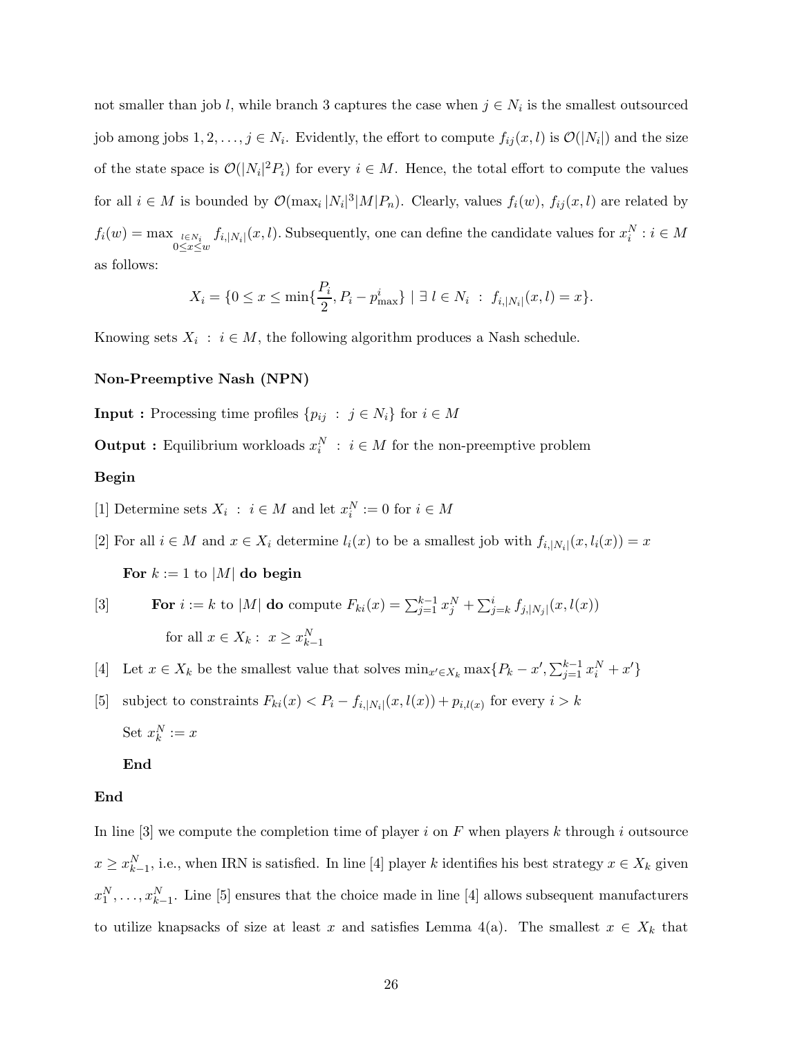not smaller than job $l$, while branch 3 captures the case when $j \in N_i$ is the smallest outsourced job among jobs $1, 2, \ldots, j \in N_i$. Evidently, the effort to compute $f_{ij}(x, l)$ is $\mathcal{O}(|N_i|)$ and the size of the state space is $\mathcal{O}(|N_i|^2 P_i)$ for every $i \in M$. Hence, the total effort to compute the values for all $i \in M$ is bounded by $\mathcal{O}(\max_i |N_i|^3 |M| P_n)$. Clearly, values $f_i(w)$, $f_{ij}(x, l)$ are related by $f_i(w) = \max_{\substack{l \in N_i \\ 0 \le x \le w}} f_{i,|N_i|}(x, l)$. Subsequently, one can define the candidate values for $x_i^N : i \in M$ as follows:

$$X_i = \{0 \le x \le \min\{\frac{P_i}{2}, P_i - p_{\max}^i\} \mid \exists \, l \in N_i \; : \; f_{i,|N_i|}(x, l) = x\}.$$

Knowing sets $X_i \; : \; i \in M$, the following algorithm produces a Nash schedule.

**Non-Preemptive Nash (NPN)**

**Input :** Processing time profiles $\{p_{ij} \; : \; j \in N_i\}$ for $i \in M$

**Output :** Equilibrium workloads $x_i^N \; : \; i \in M$ for the non-preemptive problem

**Begin**

[1] Determine sets $X_i \; : \; i \in M$ and let $x_i^N := 0$ for $i \in M$

[2] For all $i \in M$ and $x \in X_i$ determine $l_i(x)$ to be a smallest job with $f_{i,|N_i|}(x, l_i(x)) = x$

**For** $k := 1$ to $|M|$ **do begin**

[3] **For** $i := k$ to $|M|$ **do** compute $F_{ki}(x) = \sum_{j=1}^{k-1} x_j^N + \sum_{j=k}^{i} f_{j,|N_j|}(x, l(x))$ for all $x \in X_k : \; x \ge x_{k-1}^N$

[4] Let $x \in X_k$ be the smallest value that solves $\min_{x' \in X_k} \max\{P_k - x', \sum_{j=1}^{k-1} x_i^N + x'\}$

[5] subject to constraints $F_{ki}(x) < P_i - f_{i,|N_i|}(x, l(x)) + p_{i,l(x)}$ for every $i > k$

Set $x_k^N := x$

**End**

**End**

In line [3] we compute the completion time of player $i$ on $F$ when players $k$ through $i$ outsource $x \ge x_{k-1}^N$, i.e., when IRN is satisfied. In line [4] player $k$ identifies his best strategy $x \in X_k$ given $x_1^N, \ldots, x_{k-1}^N$. Line [5] ensures that the choice made in line [4] allows subsequent manufacturers to utilize knapsacks of size at least $x$ and satisfies Lemma 4(a). The smallest $x \in X_k$ that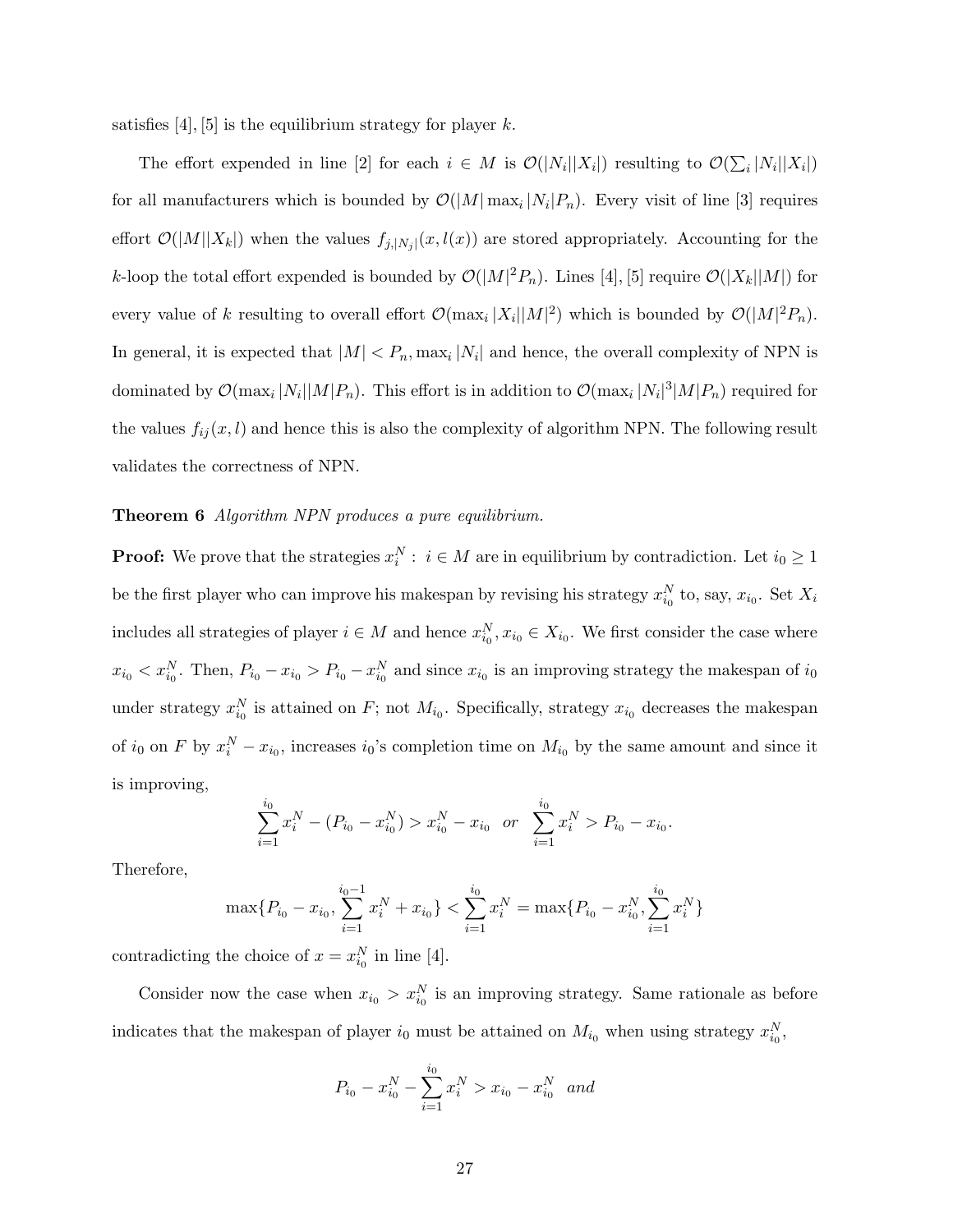satisfies [4], [5] is the equilibrium strategy for player $k$.

The effort expended in line [2] for each $i \in M$ is $\mathcal{O}(|N_i||X_i|)$ resulting to $\mathcal{O}(\sum_i |N_i||X_i|)$ for all manufacturers which is bounded by $\mathcal{O}(|M| \max_i |N_i| P_n)$. Every visit of line [3] requires effort $\mathcal{O}(|M||X_k|)$ when the values $f_{j,|N_j|}(x, l(x))$ are stored appropriately. Accounting for the $k$-loop the total effort expended is bounded by $\mathcal{O}(|M|^2 P_n)$. Lines [4], [5] require $\mathcal{O}(|X_k||M|)$ for every value of $k$ resulting to overall effort $\mathcal{O}(\max_i |X_i||M|^2)$ which is bounded by $\mathcal{O}(|M|^2 P_n)$. In general, it is expected that $|M| < P_n, \max_i |N_i|$ and hence, the overall complexity of NPN is dominated by $\mathcal{O}(\max_i |N_i||M|P_n)$. This effort is in addition to $\mathcal{O}(\max_i |N_i|^3 |M| P_n)$ required for the values $f_{ij}(x, l)$ and hence this is also the complexity of algorithm NPN. The following result validates the correctness of NPN.

**Theorem 6** *Algorithm NPN produces a pure equilibrium.*

**Proof:** We prove that the strategies $x_i^N : i \in M$ are in equilibrium by contradiction. Let $i_0 \geq 1$ be the first player who can improve his makespan by revising his strategy $x_{i_0}^N$ to, say, $x_{i_0}$. Set $X_i$ includes all strategies of player $i \in M$ and hence $x_{i_0}^N, x_{i_0} \in X_{i_0}$. We first consider the case where $x_{i_0} < x_{i_0}^N$. Then, $P_{i_0} - x_{i_0} > P_{i_0} - x_{i_0}^N$ and since $x_{i_0}$ is an improving strategy the makespan of $i_0$ under strategy $x_{i_0}^N$ is attained on $F$; not $M_{i_0}$. Specifically, strategy $x_{i_0}$ decreases the makespan of $i_0$ on $F$ by $x_i^N - x_{i_0}$, increases $i_0$'s completion time on $M_{i_0}$ by the same amount and since it is improving,

$$\sum_{i=1}^{i_0} x_i^N - (P_{i_0} - x_{i_0}^N) > x_{i_0}^N - x_{i_0} \quad or \quad \sum_{i=1}^{i_0} x_i^N > P_{i_0} - x_{i_0}.$$

Therefore,

$$\max\{P_{i_0} - x_{i_0}, \sum_{i=1}^{i_0-1} x_i^N + x_{i_0}\} < \sum_{i=1}^{i_0} x_i^N = \max\{P_{i_0} - x_{i_0}^N, \sum_{i=1}^{i_0} x_i^N\}$$

contradicting the choice of $x = x_{i_0}^N$ in line [4].

Consider now the case when $x_{i_0} > x_{i_0}^N$ is an improving strategy. Same rationale as before indicates that the makespan of player $i_0$ must be attained on $M_{i_0}$ when using strategy $x_{i_0}^N$,

$$P_{i_0} - x_{i_0}^N - \sum_{i=1}^{i_0} x_i^N > x_{i_0} - x_{i_0}^N \quad and$$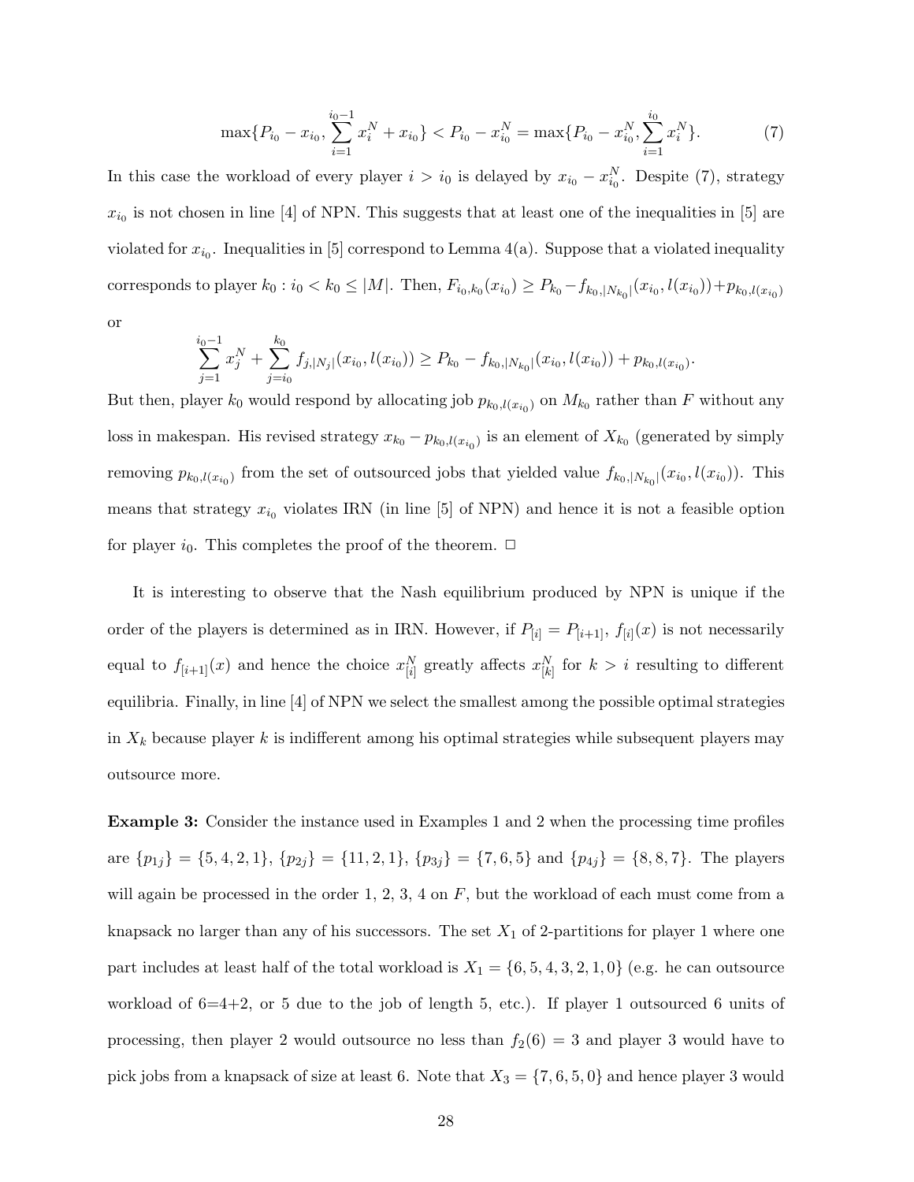$$\max\{P_{i_0} - x_{i_0}, \sum_{i=1}^{i_0-1} x_i^N + x_{i_0}\} < P_{i_0} - x_{i_0}^N = \max\{P_{i_0} - x_{i_0}^N, \sum_{i=1}^{i_0} x_i^N\}. \tag{7}$$

In this case the workload of every player $i > i_0$ is delayed by $x_{i_0} - x_{i_0}^N$. Despite (7), strategy $x_{i_0}$ is not chosen in line [4] of NPN. This suggests that at least one of the inequalities in [5] are violated for $x_{i_0}$. Inequalities in [5] correspond to Lemma 4(a). Suppose that a violated inequality corresponds to player $k_0 : i_0 < k_0 \leq |M|$. Then, $F_{i_0,k_0}(x_{i_0}) \geq P_{k_0} - f_{k_0,|N_{k_0}|}(x_{i_0}, l(x_{i_0})) + p_{k_0,l(x_{i_0})}$ or

$$\sum_{j=1}^{i_0-1} x_j^N + \sum_{j=i_0}^{k_0} f_{j,|N_j|}(x_{i_0}, l(x_{i_0})) \geq P_{k_0} - f_{k_0,|N_{k_0}|}(x_{i_0}, l(x_{i_0})) + p_{k_0,l(x_{i_0})}.$$

But then, player $k_0$ would respond by allocating job $p_{k_0,l(x_{i_0})}$ on $M_{k_0}$ rather than $F$ without any loss in makespan. His revised strategy $x_{k_0} - p_{k_0,l(x_{i_0})}$ is an element of $X_{k_0}$ (generated by simply removing $p_{k_0,l(x_{i_0})}$ from the set of outsourced jobs that yielded value $f_{k_0,|N_{k_0}|}(x_{i_0}, l(x_{i_0}))$. This means that strategy $x_{i_0}$ violates IRN (in line [5] of NPN) and hence it is not a feasible option for player $i_0$. This completes the proof of the theorem. □

It is interesting to observe that the Nash equilibrium produced by NPN is unique if the order of the players is determined as in IRN. However, if $P_{[i]} = P_{[i+1]}$, $f_{[i]}(x)$ is not necessarily equal to $f_{[i+1]}(x)$ and hence the choice $x_{[i]}^N$ greatly affects $x_{[k]}^N$ for $k > i$ resulting to different equilibria. Finally, in line [4] of NPN we select the smallest among the possible optimal strategies in $X_k$ because player $k$ is indifferent among his optimal strategies while subsequent players may outsource more.

**Example 3:** Consider the instance used in Examples 1 and 2 when the processing time profiles are $\{p_{1j}\} = \{5, 4, 2, 1\}$, $\{p_{2j}\} = \{11, 2, 1\}$, $\{p_{3j}\} = \{7, 6, 5\}$ and $\{p_{4j}\} = \{8, 8, 7\}$. The players will again be processed in the order 1, 2, 3, 4 on $F$, but the workload of each must come from a knapsack no larger than any of his successors. The set $X_1$ of 2-partitions for player 1 where one part includes at least half of the total workload is $X_1 = \{6, 5, 4, 3, 2, 1, 0\}$ (e.g. he can outsource workload of 6=4+2, or 5 due to the job of length 5, etc.). If player 1 outsourced 6 units of processing, then player 2 would outsource no less than $f_2(6) = 3$ and player 3 would have to pick jobs from a knapsack of size at least 6. Note that $X_3 = \{7, 6, 5, 0\}$ and hence player 3 would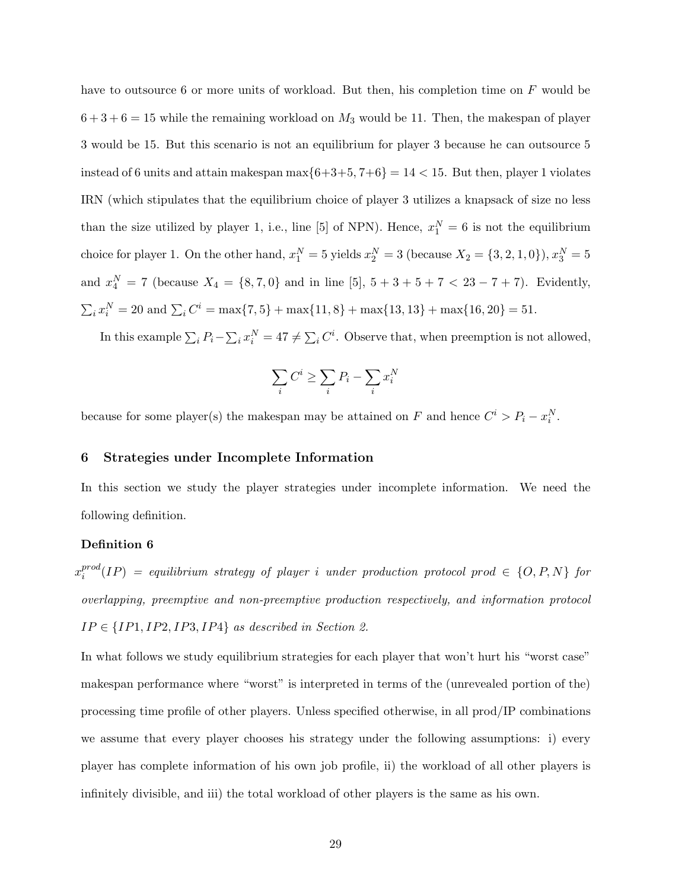have to outsource 6 or more units of workload. But then, his completion time on $F$ would be $6+3+6 = 15$ while the remaining workload on $M_3$ would be 11. Then, the makespan of player 3 would be 15. But this scenario is not an equilibrium for player 3 because he can outsource 5 instead of 6 units and attain makespan $\max\{6+3+5, 7+6\} = 14 < 15$. But then, player 1 violates IRN (which stipulates that the equilibrium choice of player 3 utilizes a knapsack of size no less than the size utilized by player 1, i.e., line [5] of NPN). Hence, $x_1^N = 6$ is not the equilibrium choice for player 1. On the other hand, $x_1^N = 5$ yields $x_2^N = 3$ (because $X_2 = \{3, 2, 1, 0\}$), $x_3^N = 5$ and $x_4^N = 7$ (because $X_4 = \{8, 7, 0\}$ and in line [5], $5 + 3 + 5 + 7 < 23 - 7 + 7$). Evidently, $\sum_i x_i^N = 20$ and $\sum_i C^i = \max\{7, 5\} + \max\{11, 8\} + \max\{13, 13\} + \max\{16, 20\} = 51$.

In this example $\sum_i P_i - \sum_i x_i^N = 47 \neq \sum_i C^i$. Observe that, when preemption is not allowed,

$$\sum_i C^i \geq \sum_i P_i - \sum_i x_i^N$$

because for some player(s) the makespan may be attained on $F$ and hence $C^i > P_i - x_i^N$.

## 6 Strategies under Incomplete Information

In this section we study the player strategies under incomplete information. We need the following definition.

**Definition 6**

$x_i^{prod}(IP)$ = *equilibrium strategy of player i under production protocol prod* $\in \{O, P, N\}$ *for overlapping, preemptive and non-preemptive production respectively, and information protocol* $IP \in \{IP1, IP2, IP3, IP4\}$ *as described in Section 2.*

In what follows we study equilibrium strategies for each player that won't hurt his "worst case" makespan performance where "worst" is interpreted in terms of the (unrevealed portion of the) processing time profile of other players. Unless specified otherwise, in all prod/IP combinations we assume that every player chooses his strategy under the following assumptions: i) every player has complete information of his own job profile, ii) the workload of all other players is infinitely divisible, and iii) the total workload of other players is the same as his own.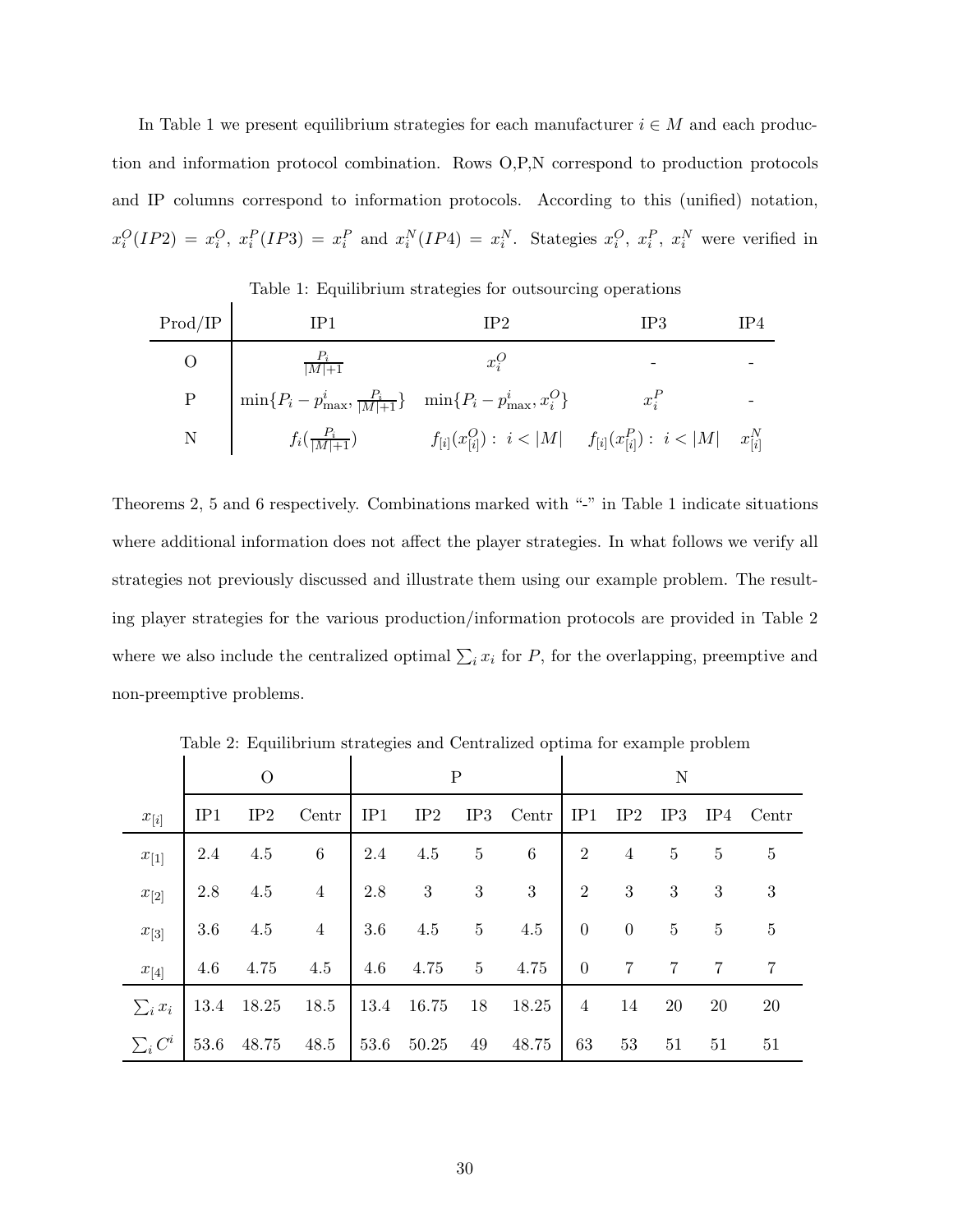In Table 1 we present equilibrium strategies for each manufacturer $i \in M$ and each production and information protocol combination. Rows O,P,N correspond to production protocols and IP columns correspond to information protocols. According to this (unified) notation, $x_i^O(IP2) = x_i^O$, $x_i^P(IP3) = x_i^P$ and $x_i^N(IP4) = x_i^N$. Stategies $x_i^O$, $x_i^P$, $x_i^N$ were verified in Theorems 2, 5 and 6 respectively. Combinations marked with "-" in Table 1 indicate situations where additional information does not affect the player strategies. In what follows we verify all strategies not previously discussed and illustrate them using our example problem. The resulting player strategies for the various production/information protocols are provided in Table 2 where we also include the centralized optimal $\sum_i x_i$ for $P$, for the overlapping, preemptive and non-preemptive problems.

Table 1: Equilibrium strategies for outsourcing operations

| Prod/IP | IP1 | IP2 | IP3 | IP4 |
|---|---|---|---|---|
| O | $\frac{P_i}{\lvert M\rvert+1}$ | $x_i^O$ | - | - |
| P | $\min\{P_i - p^i_{\max}, \frac{P_i}{\lvert M\rvert+1}\}$ | $\min\{P_i - p^i_{\max}, x_i^O\}$ | $x_i^P$ | - |
| N | $f_i(\frac{P_i}{\lvert M\rvert+1})$ | $f_{[i]}(x^O_{[i]}):\ i < \lvert M\rvert$ | $f_{[i]}(x^P_{[i]}):\ i < \lvert M\rvert$ | $x^N_{[i]}$ |

Table 2: Equilibrium strategies and Centralized optima for example problem

| | O | | | P | | | | N | | | | |
|---|---|---|---|---|---|---|---|---|---|---|---|---|
| $x_{[i]}$ | IP1 | IP2 | Centr | IP1 | IP2 | IP3 | Centr | IP1 | IP2 | IP3 | IP4 | Centr |
| $x_{[1]}$ | 2.4 | 4.5 | 6 | 2.4 | 4.5 | 5 | 6 | 2 | 4 | 5 | 5 | 5 |
| $x_{[2]}$ | 2.8 | 4.5 | 4 | 2.8 | 3 | 3 | 3 | 2 | 3 | 3 | 3 | 3 |
| $x_{[3]}$ | 3.6 | 4.5 | 4 | 3.6 | 4.5 | 5 | 4.5 | 0 | 0 | 5 | 5 | 5 |
| $x_{[4]}$ | 4.6 | 4.75 | 4.5 | 4.6 | 4.75 | 5 | 4.75 | 0 | 7 | 7 | 7 | 7 |
| $\sum_i x_i$ | 13.4 | 18.25 | 18.5 | 13.4 | 16.75 | 18 | 18.25 | 4 | 14 | 20 | 20 | 20 |
| $\sum_i C^i$ | 53.6 | 48.75 | 48.5 | 53.6 | 50.25 | 49 | 48.75 | 63 | 53 | 51 | 51 | 51 |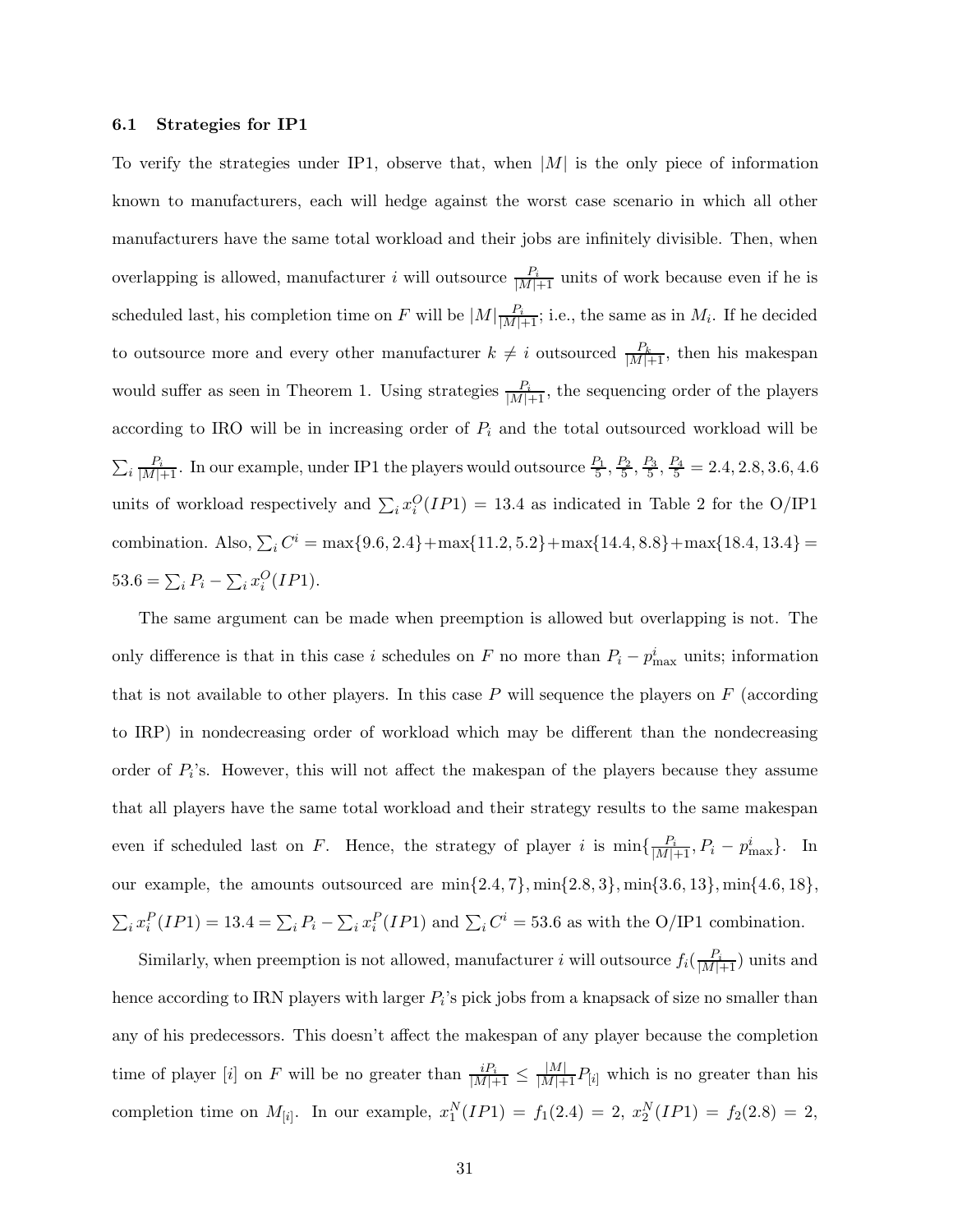### 6.1 Strategies for IP1

To verify the strategies under IP1, observe that, when $|M|$ is the only piece of information known to manufacturers, each will hedge against the worst case scenario in which all other manufacturers have the same total workload and their jobs are infinitely divisible. Then, when overlapping is allowed, manufacturer $i$ will outsource $\frac{P_i}{|M|+1}$ units of work because even if he is scheduled last, his completion time on $F$ will be $|M|\frac{P_i}{|M|+1}$; i.e., the same as in $M_i$. If he decided to outsource more and every other manufacturer $k \neq i$ outsourced $\frac{P_k}{|M|+1}$, then his makespan would suffer as seen in Theorem 1. Using strategies $\frac{P_i}{|M|+1}$, the sequencing order of the players according to IRO will be in increasing order of $P_i$ and the total outsourced workload will be $\sum_i \frac{P_i}{|M|+1}$. In our example, under IP1 the players would outsource $\frac{P_1}{5}, \frac{P_2}{5}, \frac{P_3}{5}, \frac{P_4}{5} = 2.4, 2.8, 3.6, 4.6$ units of workload respectively and $\sum_i x_i^O(IP1) = 13.4$ as indicated in Table 2 for the O/IP1 combination. Also, $\sum_i C^i = \max\{9.6, 2.4\} + \max\{11.2, 5.2\} + \max\{14.4, 8.8\} + \max\{18.4, 13.4\} = 53.6 = \sum_i P_i - \sum_i x_i^O(IP1)$.

The same argument can be made when preemption is allowed but overlapping is not. The only difference is that in this case $i$ schedules on $F$ no more than $P_i - p_{\max}^i$ units; information that is not available to other players. In this case $P$ will sequence the players on $F$ (according to IRP) in nondecreasing order of workload which may be different than the nondecreasing order of $P_i$'s. However, this will not affect the makespan of the players because they assume that all players have the same total workload and their strategy results to the same makespan even if scheduled last on $F$. Hence, the strategy of player $i$ is $\min\{\frac{P_i}{|M|+1}, P_i - p_{\max}^i\}$. In our example, the amounts outsourced are $\min\{2.4, 7\}, \min\{2.8, 3\}, \min\{3.6, 13\}, \min\{4.6, 18\}$, $\sum_i x_i^P(IP1) = 13.4 = \sum_i P_i - \sum_i x_i^P(IP1)$ and $\sum_i C^i = 53.6$ as with the O/IP1 combination.

Similarly, when preemption is not allowed, manufacturer $i$ will outsource $f_i(\frac{P_i}{|M|+1})$ units and hence according to IRN players with larger $P_i$'s pick jobs from a knapsack of size no smaller than any of his predecessors. This doesn't affect the makespan of any player because the completion time of player $[i]$ on $F$ will be no greater than $\frac{iP_i}{|M|+1} \leq \frac{|M|}{|M|+1}P_{[i]}$ which is no greater than his completion time on $M_{[i]}$. In our example, $x_1^N(IP1) = f_1(2.4) = 2$, $x_2^N(IP1) = f_2(2.8) = 2$,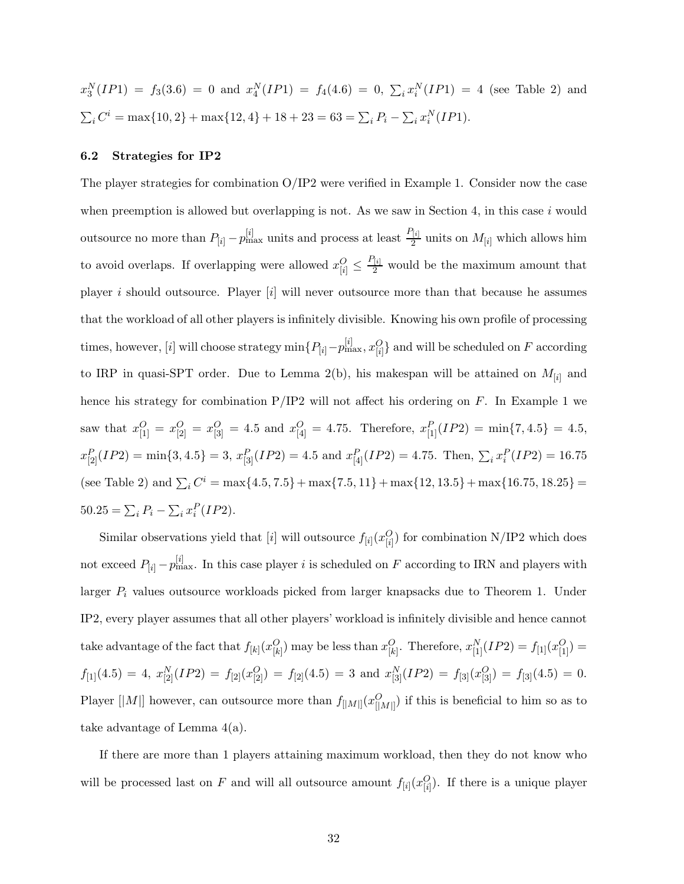$x_3^N(IP1) = f_3(3.6) = 0$ and $x_4^N(IP1) = f_4(4.6) = 0$, $\sum_i x_i^N(IP1) = 4$ (see Table 2) and $\sum_i C^i = \max\{10, 2\} + \max\{12, 4\} + 18 + 23 = 63 = \sum_i P_i - \sum_i x_i^N(IP1)$.

### 6.2 Strategies for IP2

The player strategies for combination O/IP2 were verified in Example 1. Consider now the case when preemption is allowed but overlapping is not. As we saw in Section 4, in this case $i$ would outsource no more than $P_{[i]} - p_{\max}^{[i]}$ units and process at least $\frac{P_{[i]}}{2}$ units on $M_{[i]}$ which allows him to avoid overlaps. If overlapping were allowed $x_{[i]}^O \leq \frac{P_{[i]}}{2}$ would be the maximum amount that player $i$ should outsource. Player $[i]$ will never outsource more than that because he assumes that the workload of all other players is infinitely divisible. Knowing his own profile of processing times, however, $[i]$ will choose strategy $\min\{P_{[i]} - p_{\max}^{[i]}, x_{[i]}^O\}$ and will be scheduled on $F$ according to IRP in quasi-SPT order. Due to Lemma 2(b), his makespan will be attained on $M_{[i]}$ and hence his strategy for combination P/IP2 will not affect his ordering on $F$. In Example 1 we saw that $x_{[1]}^O = x_{[2]}^O = x_{[3]}^O = 4.5$ and $x_{[4]}^O = 4.75$. Therefore, $x_{[1]}^P(IP2) = \min\{7, 4.5\} = 4.5$, $x_{[2]}^P(IP2) = \min\{3, 4.5\} = 3$, $x_{[3]}^P(IP2) = 4.5$ and $x_{[4]}^P(IP2) = 4.75$. Then, $\sum_i x_i^P(IP2) = 16.75$ (see Table 2) and $\sum_i C^i = \max\{4.5, 7.5\} + \max\{7.5, 11\} + \max\{12, 13.5\} + \max\{16.75, 18.25\} = 50.25 = \sum_i P_i - \sum_i x_i^P(IP2)$.

Similar observations yield that $[i]$ will outsource $f_{[i]}(x_{[i]}^O)$ for combination N/IP2 which does not exceed $P_{[i]} - p_{\max}^{[i]}$. In this case player $i$ is scheduled on $F$ according to IRN and players with larger $P_i$ values outsource workloads picked from larger knapsacks due to Theorem 1. Under IP2, every player assumes that all other players' workload is infinitely divisible and hence cannot take advantage of the fact that $f_{[k]}(x_{[k]}^O)$ may be less than $x_{[k]}^O$. Therefore, $x_{[1]}^N(IP2) = f_{[1]}(x_{[1]}^O) = f_{[1]}(4.5) = 4$, $x_{[2]}^N(IP2) = f_{[2]}(x_{[2]}^O) = f_{[2]}(4.5) = 3$ and $x_{[3]}^N(IP2) = f_{[3]}(x_{[3]}^O) = f_{[3]}(4.5) = 0$. Player $[|M|]$ however, can outsource more than $f_{[|M|]}(x_{[|M|]}^O)$ if this is beneficial to him so as to take advantage of Lemma 4(a).

If there are more than 1 players attaining maximum workload, then they do not know who will be processed last on $F$ and will all outsource amount $f_{[i]}(x_{[i]}^O)$. If there is a unique player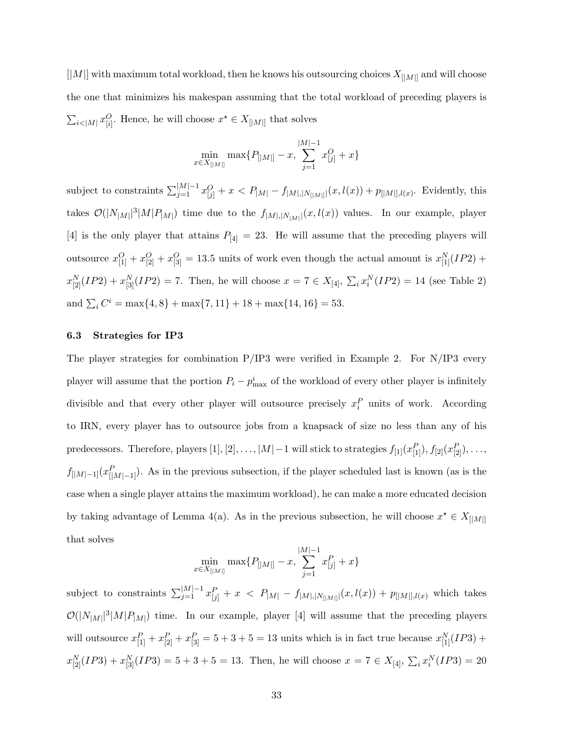$[|M|]$ with maximum total workload, then he knows his outsourcing choices $X_{[|M|]}$ and will choose the one that minimizes his makespan assuming that the total workload of preceding players is $\sum_{i<|M|} x^O_{[i]}$. Hence, he will choose $x^\star \in X_{[|M|]}$ that solves

$$\min_{x \in X_{[|M|]}} \max\{P_{[|M|]} - x, \sum_{j=1}^{|M|-1} x^O_{[j]} + x\}$$

subject to constraints $\sum_{j=1}^{|M|-1} x^O_{[j]} + x < P_{|M|} - f_{|M|,|N_{[|M|]}|}(x, l(x)) + p_{[|M|],l(x)}$. Evidently, this takes $\mathcal{O}(|N_{|M|}|^3 |M| P_{|M|})$ time due to the $f_{|M|,|N_{|M|}|}(x, l(x))$ values. In our example, player [4] is the only player that attains $P_{[4]} = 23$. He will assume that the preceding players will outsource $x^O_{[1]} + x^O_{[2]} + x^O_{[3]} = 13.5$ units of work even though the actual amount is $x^N_{[1]}(IP2) + x^N_{[2]}(IP2) + x^N_{[3]}(IP2) = 7$. Then, he will choose $x = 7 \in X_{[4]}$, $\sum_i x^N_i(IP2) = 14$ (see Table 2) and $\sum_i C^i = \max\{4, 8\} + \max\{7, 11\} + 18 + \max\{14, 16\} = 53$.

### 6.3 Strategies for IP3

The player strategies for combination P/IP3 were verified in Example 2. For N/IP3 every player will assume that the portion $P_i - p^i_{\max}$ of the workload of every other player is infinitely divisible and that every other player will outsource precisely $x^P_i$ units of work. According to IRN, every player has to outsource jobs from a knapsack of size no less than any of his predecessors. Therefore, players $[1], [2], \ldots, |M|-1$ will stick to strategies $f_{[1]}(x^P_{[1]}), f_{[2]}(x^P_{[2]}), \ldots, f_{[|M|-1]}(x^P_{[|M|-1]})$. As in the previous subsection, if the player scheduled last is known (as is the case when a single player attains the maximum workload), he can make a more educated decision by taking advantage of Lemma 4(a). As in the previous subsection, he will choose $x^\star \in X_{[|M|]}$ that solves

$$\min_{x \in X_{[|M|]}} \max\{P_{[|M|]} - x, \sum_{j=1}^{|M|-1} x^P_{[j]} + x\}$$

subject to constraints $\sum_{j=1}^{|M|-1} x^P_{[j]} + x < P_{|M|} - f_{|M|,|N_{[|M|]}|}(x, l(x)) + p_{[|M|],l(x)}$ which takes $\mathcal{O}(|N_{|M|}|^3 |M| P_{|M|})$ time. In our example, player [4] will assume that the preceding players will outsource $x^P_{[1]} + x^P_{[2]} + x^P_{[3]} = 5 + 3 + 5 = 13$ units which is in fact true because $x^N_{[1]}(IP3) + x^N_{[2]}(IP3) + x^N_{[3]}(IP3) = 5 + 3 + 5 = 13$. Then, he will choose $x = 7 \in X_{[4]}$, $\sum_i x^N_i(IP3) = 20$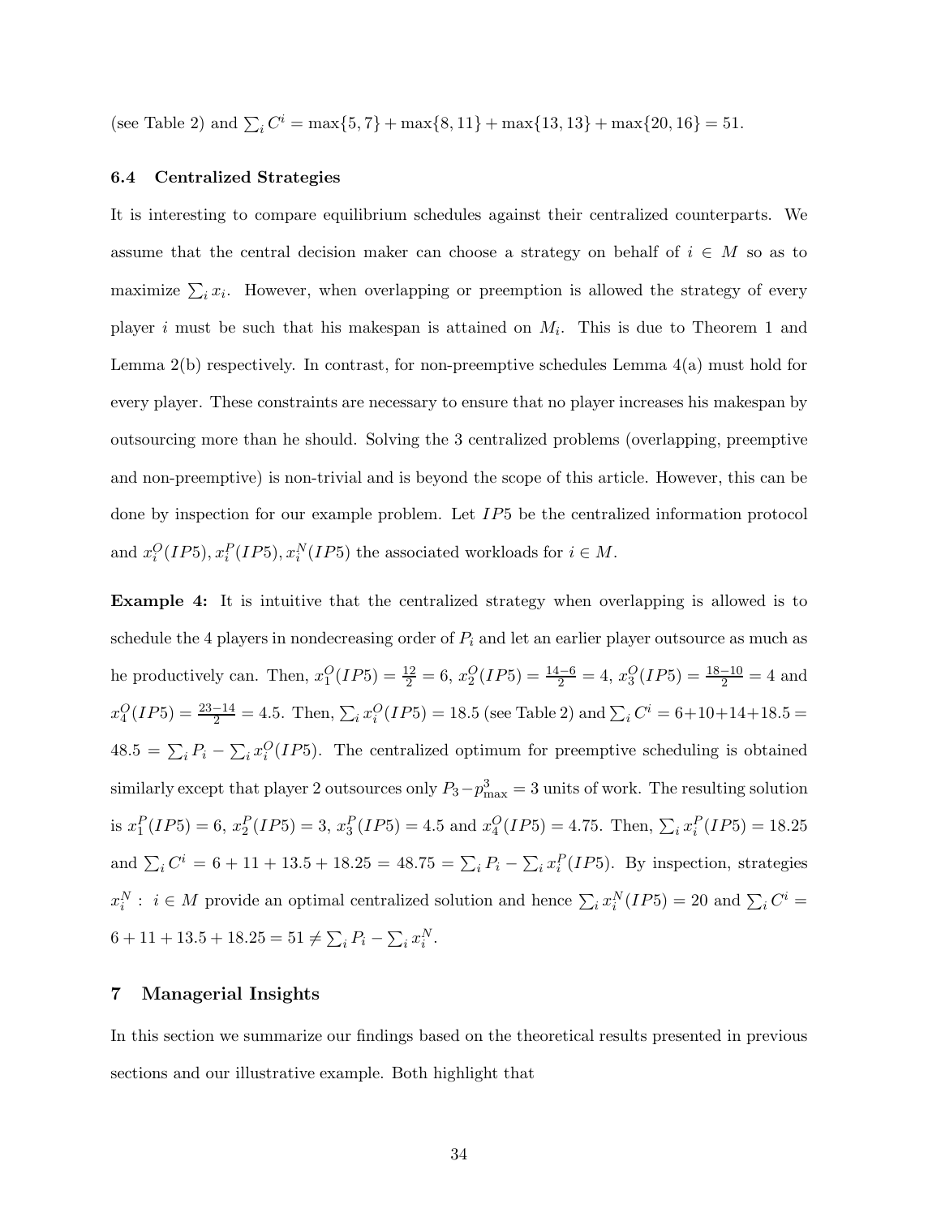(see Table 2) and $\sum_i C^i = \max\{5, 7\} + \max\{8, 11\} + \max\{13, 13\} + \max\{20, 16\} = 51$.

### 6.4 Centralized Strategies

It is interesting to compare equilibrium schedules against their centralized counterparts. We assume that the central decision maker can choose a strategy on behalf of $i \in M$ so as to maximize $\sum_i x_i$. However, when overlapping or preemption is allowed the strategy of every player $i$ must be such that his makespan is attained on $M_i$. This is due to Theorem 1 and Lemma 2(b) respectively. In contrast, for non-preemptive schedules Lemma 4(a) must hold for every player. These constraints are necessary to ensure that no player increases his makespan by outsourcing more than he should. Solving the 3 centralized problems (overlapping, preemptive and non-preemptive) is non-trivial and is beyond the scope of this article. However, this can be done by inspection for our example problem. Let $IP5$ be the centralized information protocol and $x_i^O(IP5), x_i^P(IP5), x_i^N(IP5)$ the associated workloads for $i \in M$.

**Example 4:** It is intuitive that the centralized strategy when overlapping is allowed is to schedule the 4 players in nondecreasing order of $P_i$ and let an earlier player outsource as much as he productively can. Then, $x_1^O(IP5) = \frac{12}{2} = 6$, $x_2^O(IP5) = \frac{14-6}{2} = 4$, $x_3^O(IP5) = \frac{18-10}{2} = 4$ and $x_4^O(IP5) = \frac{23-14}{2} = 4.5$. Then, $\sum_i x_i^O(IP5) = 18.5$ (see Table 2) and $\sum_i C^i = 6+10+14+18.5 = 48.5 = \sum_i P_i - \sum_i x_i^O(IP5)$. The centralized optimum for preemptive scheduling is obtained similarly except that player 2 outsources only $P_3 - p^3_{\max} = 3$ units of work. The resulting solution is $x_1^P(IP5) = 6$, $x_2^P(IP5) = 3$, $x_3^P(IP5) = 4.5$ and $x_4^O(IP5) = 4.75$. Then, $\sum_i x_i^P(IP5) = 18.25$ and $\sum_i C^i = 6 + 11 + 13.5 + 18.25 = 48.75 = \sum_i P_i - \sum_i x_i^P(IP5)$. By inspection, strategies $x_i^N : i \in M$ provide an optimal centralized solution and hence $\sum_i x_i^N(IP5) = 20$ and $\sum_i C^i = 6 + 11 + 13.5 + 18.25 = 51 \neq \sum_i P_i - \sum_i x_i^N$.

## 7 Managerial Insights

In this section we summarize our findings based on the theoretical results presented in previous sections and our illustrative example. Both highlight that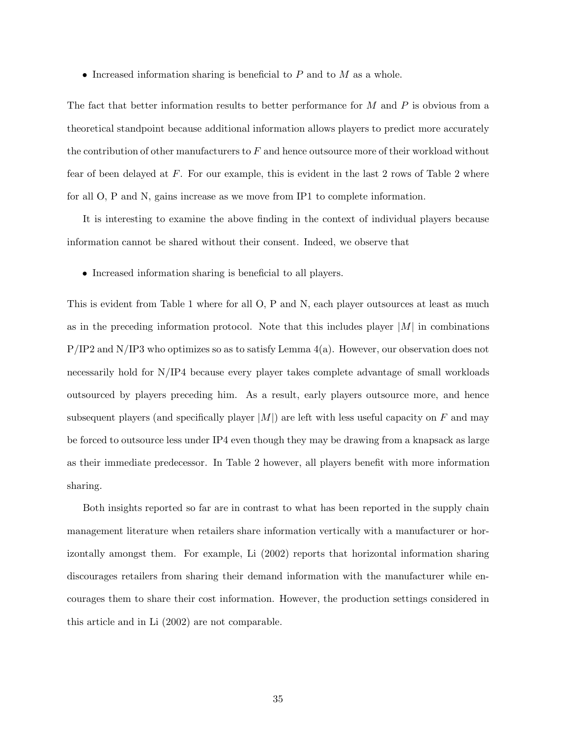- Increased information sharing is beneficial to $P$ and to $M$ as a whole.

The fact that better information results to better performance for $M$ and $P$ is obvious from a theoretical standpoint because additional information allows players to predict more accurately the contribution of other manufacturers to $F$ and hence outsource more of their workload without fear of been delayed at $F$. For our example, this is evident in the last 2 rows of Table 2 where for all O, P and N, gains increase as we move from IP1 to complete information.

It is interesting to examine the above finding in the context of individual players because information cannot be shared without their consent. Indeed, we observe that

- Increased information sharing is beneficial to all players.

This is evident from Table 1 where for all O, P and N, each player outsources at least as much as in the preceding information protocol. Note that this includes player $|M|$ in combinations P/IP2 and N/IP3 who optimizes so as to satisfy Lemma 4(a). However, our observation does not necessarily hold for N/IP4 because every player takes complete advantage of small workloads outsourced by players preceding him. As a result, early players outsource more, and hence subsequent players (and specifically player $|M|$) are left with less useful capacity on $F$ and may be forced to outsource less under IP4 even though they may be drawing from a knapsack as large as their immediate predecessor. In Table 2 however, all players benefit with more information sharing.

Both insights reported so far are in contrast to what has been reported in the supply chain management literature when retailers share information vertically with a manufacturer or horizontally amongst them. For example, Li (2002) reports that horizontal information sharing discourages retailers from sharing their demand information with the manufacturer while encourages them to share their cost information. However, the production settings considered in this article and in Li (2002) are not comparable.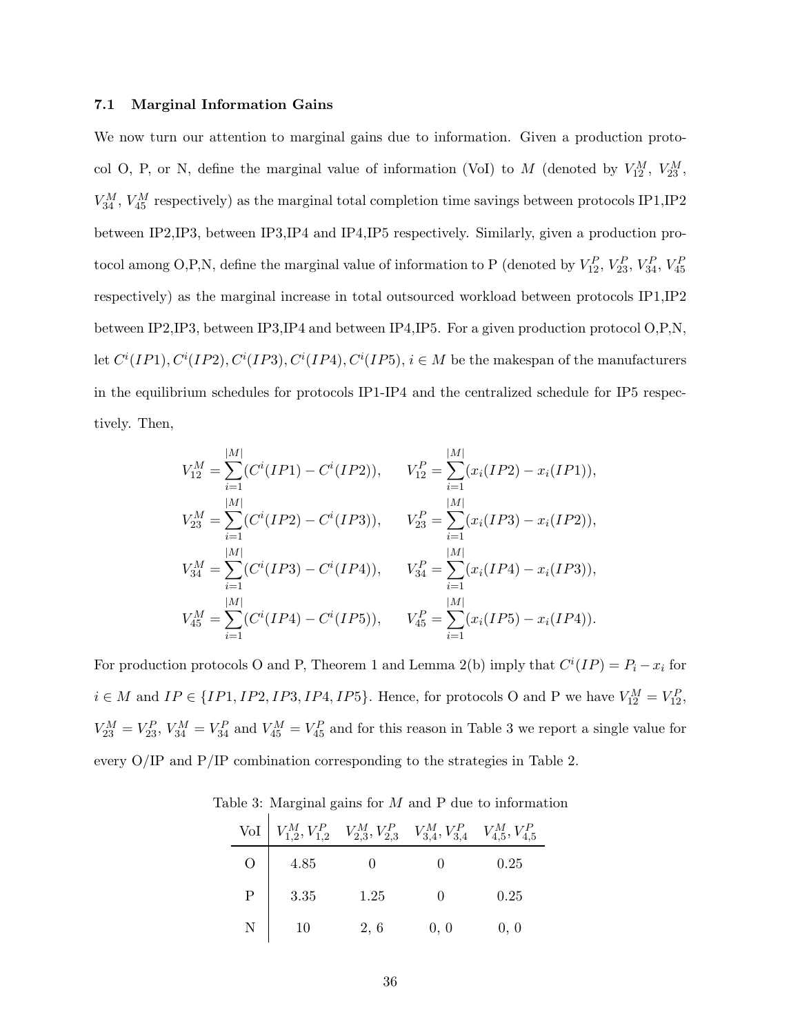### 7.1 Marginal Information Gains

We now turn our attention to marginal gains due to information. Given a production protocol O, P, or N, define the marginal value of information (VoI) to $M$ (denoted by $V_{12}^M$, $V_{23}^M$, $V_{34}^M$, $V_{45}^M$ respectively) as the marginal total completion time savings between protocols IP1,IP2 between IP2,IP3, between IP3,IP4 and IP4,IP5 respectively. Similarly, given a production protocol among O,P,N, define the marginal value of information to P (denoted by $V_{12}^P$, $V_{23}^P$, $V_{34}^P$, $V_{45}^P$ respectively) as the marginal increase in total outsourced workload between protocols IP1,IP2 between IP2,IP3, between IP3,IP4 and between IP4,IP5. For a given production protocol O,P,N, let $C^i(IP1), C^i(IP2), C^i(IP3), C^i(IP4), C^i(IP5)$, $i \in M$ be the makespan of the manufacturers in the equilibrium schedules for protocols IP1-IP4 and the centralized schedule for IP5 respectively. Then,

$$
\begin{aligned}
V_{12}^M &= \sum_{i=1}^{|M|}(C^i(IP1) - C^i(IP2)), \qquad V_{12}^P = \sum_{i=1}^{|M|}(x_i(IP2) - x_i(IP1)), \\
V_{23}^M &= \sum_{i=1}^{|M|}(C^i(IP2) - C^i(IP3)), \qquad V_{23}^P = \sum_{i=1}^{|M|}(x_i(IP3) - x_i(IP2)), \\
V_{34}^M &= \sum_{i=1}^{|M|}(C^i(IP3) - C^i(IP4)), \qquad V_{34}^P = \sum_{i=1}^{|M|}(x_i(IP4) - x_i(IP3)), \\
V_{45}^M &= \sum_{i=1}^{|M|}(C^i(IP4) - C^i(IP5)), \qquad V_{45}^P = \sum_{i=1}^{|M|}(x_i(IP5) - x_i(IP4)).
\end{aligned}
$$

For production protocols O and P, Theorem 1 and Lemma 2(b) imply that $C^i(IP) = P_i - x_i$ for $i \in M$ and $IP \in \{IP1, IP2, IP3, IP4, IP5\}$. Hence, for protocols O and P we have $V_{12}^M = V_{12}^P$, $V_{23}^M = V_{23}^P$, $V_{34}^M = V_{34}^P$ and $V_{45}^M = V_{45}^P$ and for this reason in Table 3 we report a single value for every O/IP and P/IP combination corresponding to the strategies in Table 2.

Table 3: Marginal gains for $M$ and P due to information

| VoI | $V_{1,2}^M, V_{1,2}^P$ | $V_{2,3}^M, V_{2,3}^P$ | $V_{3,4}^M, V_{3,4}^P$ | $V_{4,5}^M, V_{4,5}^P$ |
|---|---|---|---|---|
| O | 4.85 | 0 | 0 | 0.25 |
| P | 3.35 | 1.25 | 0 | 0.25 |
| N | 10 | 2, 6 | 0, 0 | 0, 0 |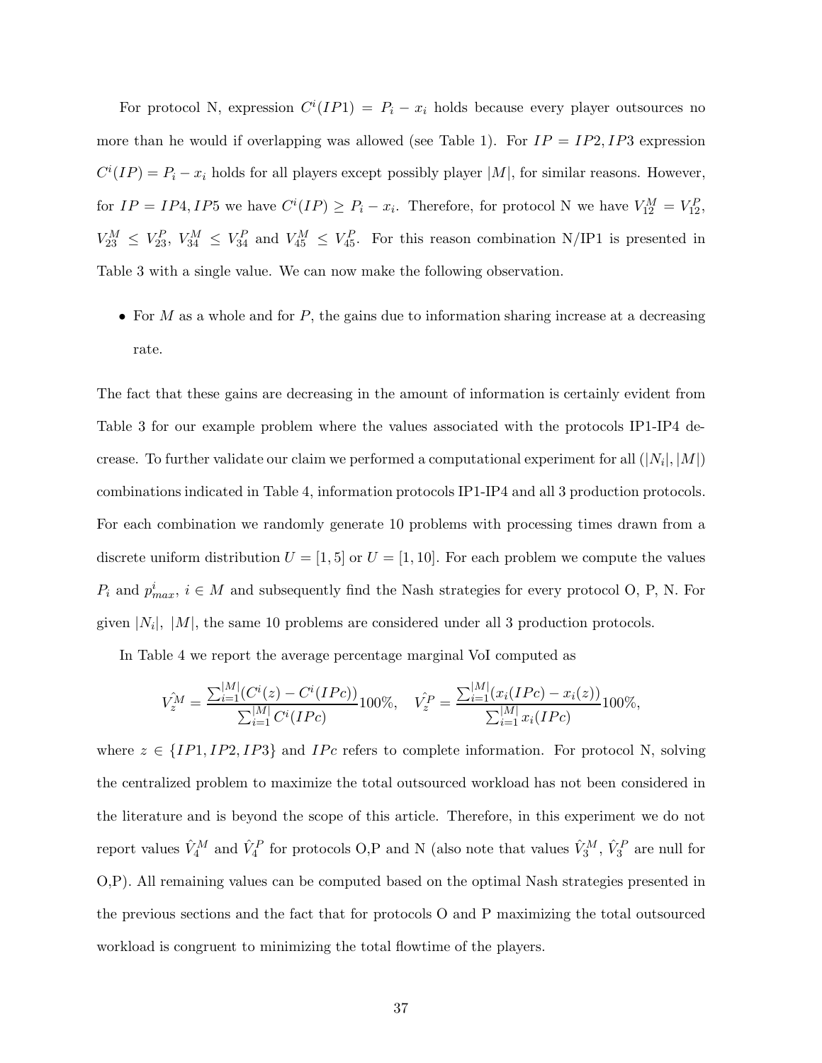For protocol N, expression $C^i(IP1) = P_i - x_i$ holds because every player outsources no more than he would if overlapping was allowed (see Table 1). For $IP = IP2, IP3$ expression $C^i(IP) = P_i - x_i$ holds for all players except possibly player $|M|$, for similar reasons. However, for $IP = IP4, IP5$ we have $C^i(IP) \geq P_i - x_i$. Therefore, for protocol N we have $V_{12}^M = V_{12}^P$, $V_{23}^M \leq V_{23}^P$, $V_{34}^M \leq V_{34}^P$ and $V_{45}^M \leq V_{45}^P$. For this reason combination N/IP1 is presented in Table 3 with a single value. We can now make the following observation.

- For $M$ as a whole and for $P$, the gains due to information sharing increase at a decreasing rate.

The fact that these gains are decreasing in the amount of information is certainly evident from Table 3 for our example problem where the values associated with the protocols IP1-IP4 decrease. To further validate our claim we performed a computational experiment for all $(|N_i|, |M|)$ combinations indicated in Table 4, information protocols IP1-IP4 and all 3 production protocols. For each combination we randomly generate 10 problems with processing times drawn from a discrete uniform distribution $U = [1, 5]$ or $U = [1, 10]$. For each problem we compute the values $P_i$ and $p_{max}^i$, $i \in M$ and subsequently find the Nash strategies for every protocol O, P, N. For given $|N_i|$, $|M|$, the same 10 problems are considered under all 3 production protocols.

In Table 4 we report the average percentage marginal VoI computed as

$$\hat{V_z^M} = \frac{\sum_{i=1}^{|M|}(C^i(z) - C^i(IPc))}{\sum_{i=1}^{|M|} C^i(IPc)} 100\%, \quad \hat{V_z^P} = \frac{\sum_{i=1}^{|M|}(x_i(IPc) - x_i(z))}{\sum_{i=1}^{|M|} x_i(IPc)} 100\%,$$

where $z \in \{IP1, IP2, IP3\}$ and $IPc$ refers to complete information. For protocol N, solving the centralized problem to maximize the total outsourced workload has not been considered in the literature and is beyond the scope of this article. Therefore, in this experiment we do not report values $\hat{V}_4^M$ and $\hat{V}_4^P$ for protocols O,P and N (also note that values $\hat{V}_3^M$, $\hat{V}_3^P$ are null for O,P). All remaining values can be computed based on the optimal Nash strategies presented in the previous sections and the fact that for protocols O and P maximizing the total outsourced workload is congruent to minimizing the total flowtime of the players.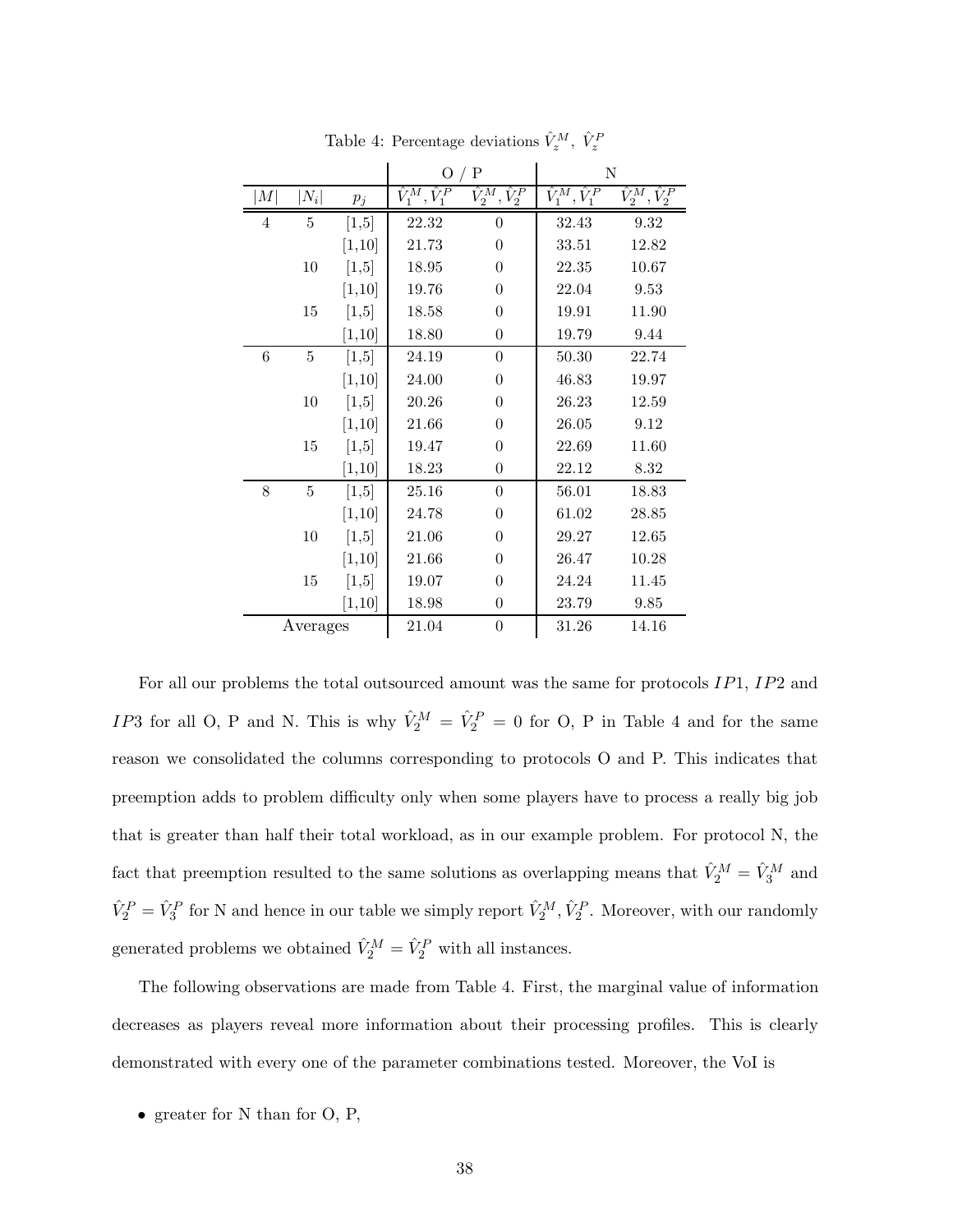Table 4: Percentage deviations $\hat{V}_z^M$, $\hat{V}_z^P$

| | | | O / P | | N | |
|---|---|---|---|---|---|---|
| $\lvert M \rvert$ | $\lvert N_i \rvert$ | $p_j$ | $\hat{V}_1^M, \hat{V}_1^P$ | $\hat{V}_2^M, \hat{V}_2^P$ | $\hat{V}_1^M, \hat{V}_1^P$ | $\hat{V}_2^M, \hat{V}_2^P$ |
| 4 | 5 | [1,5] | 22.32 | 0 | 32.43 | 9.32 |
| | | [1,10] | 21.73 | 0 | 33.51 | 12.82 |
| | 10 | [1,5] | 18.95 | 0 | 22.35 | 10.67 |
| | | [1,10] | 19.76 | 0 | 22.04 | 9.53 |
| | 15 | [1,5] | 18.58 | 0 | 19.91 | 11.90 |
| | | [1,10] | 18.80 | 0 | 19.79 | 9.44 |
| 6 | 5 | [1,5] | 24.19 | 0 | 50.30 | 22.74 |
| | | [1,10] | 24.00 | 0 | 46.83 | 19.97 |
| | 10 | [1,5] | 20.26 | 0 | 26.23 | 12.59 |
| | | [1,10] | 21.66 | 0 | 26.05 | 9.12 |
| | 15 | [1,5] | 19.47 | 0 | 22.69 | 11.60 |
| | | [1,10] | 18.23 | 0 | 22.12 | 8.32 |
| 8 | 5 | [1,5] | 25.16 | 0 | 56.01 | 18.83 |
| | | [1,10] | 24.78 | 0 | 61.02 | 28.85 |
| | 10 | [1,5] | 21.06 | 0 | 29.27 | 12.65 |
| | | [1,10] | 21.66 | 0 | 26.47 | 10.28 |
| | 15 | [1,5] | 19.07 | 0 | 24.24 | 11.45 |
| | | [1,10] | 18.98 | 0 | 23.79 | 9.85 |
| Averages | | | 21.04 | 0 | 31.26 | 14.16 |

For all our problems the total outsourced amount was the same for protocols $IP1$, $IP2$ and $IP3$ for all O, P and N. This is why $\hat{V}_2^M = \hat{V}_2^P = 0$ for O, P in Table 4 and for the same reason we consolidated the columns corresponding to protocols O and P. This indicates that preemption adds to problem difficulty only when some players have to process a really big job that is greater than half their total workload, as in our example problem. For protocol N, the fact that preemption resulted to the same solutions as overlapping means that $\hat{V}_2^M = \hat{V}_3^M$ and $\hat{V}_2^P = \hat{V}_3^P$ for N and hence in our table we simply report $\hat{V}_2^M, \hat{V}_2^P$. Moreover, with our randomly generated problems we obtained $\hat{V}_2^M = \hat{V}_2^P$ with all instances.

The following observations are made from Table 4. First, the marginal value of information decreases as players reveal more information about their processing profiles. This is clearly demonstrated with every one of the parameter combinations tested. Moreover, the VoI is

- greater for N than for O, P,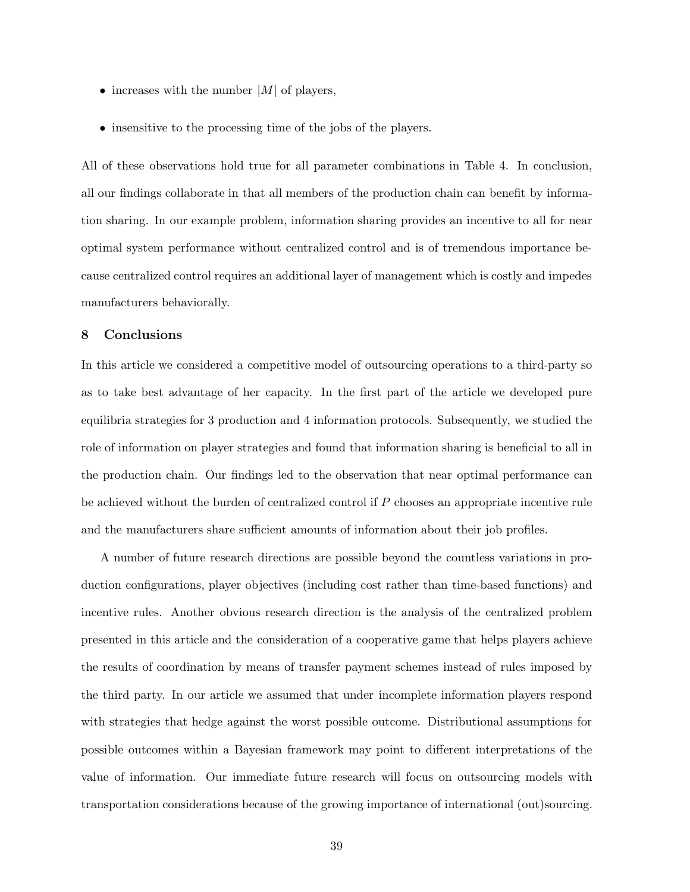- increases with the number $|M|$ of players,
- insensitive to the processing time of the jobs of the players.

All of these observations hold true for all parameter combinations in Table 4. In conclusion, all our findings collaborate in that all members of the production chain can benefit by information sharing. In our example problem, information sharing provides an incentive to all for near optimal system performance without centralized control and is of tremendous importance because centralized control requires an additional layer of management which is costly and impedes manufacturers behaviorally.

## 8 Conclusions

In this article we considered a competitive model of outsourcing operations to a third-party so as to take best advantage of her capacity. In the first part of the article we developed pure equilibria strategies for 3 production and 4 information protocols. Subsequently, we studied the role of information on player strategies and found that information sharing is beneficial to all in the production chain. Our findings led to the observation that near optimal performance can be achieved without the burden of centralized control if $P$ chooses an appropriate incentive rule and the manufacturers share sufficient amounts of information about their job profiles.

A number of future research directions are possible beyond the countless variations in production configurations, player objectives (including cost rather than time-based functions) and incentive rules. Another obvious research direction is the analysis of the centralized problem presented in this article and the consideration of a cooperative game that helps players achieve the results of coordination by means of transfer payment schemes instead of rules imposed by the third party. In our article we assumed that under incomplete information players respond with strategies that hedge against the worst possible outcome. Distributional assumptions for possible outcomes within a Bayesian framework may point to different interpretations of the value of information. Our immediate future research will focus on outsourcing models with transportation considerations because of the growing importance of international (out)sourcing.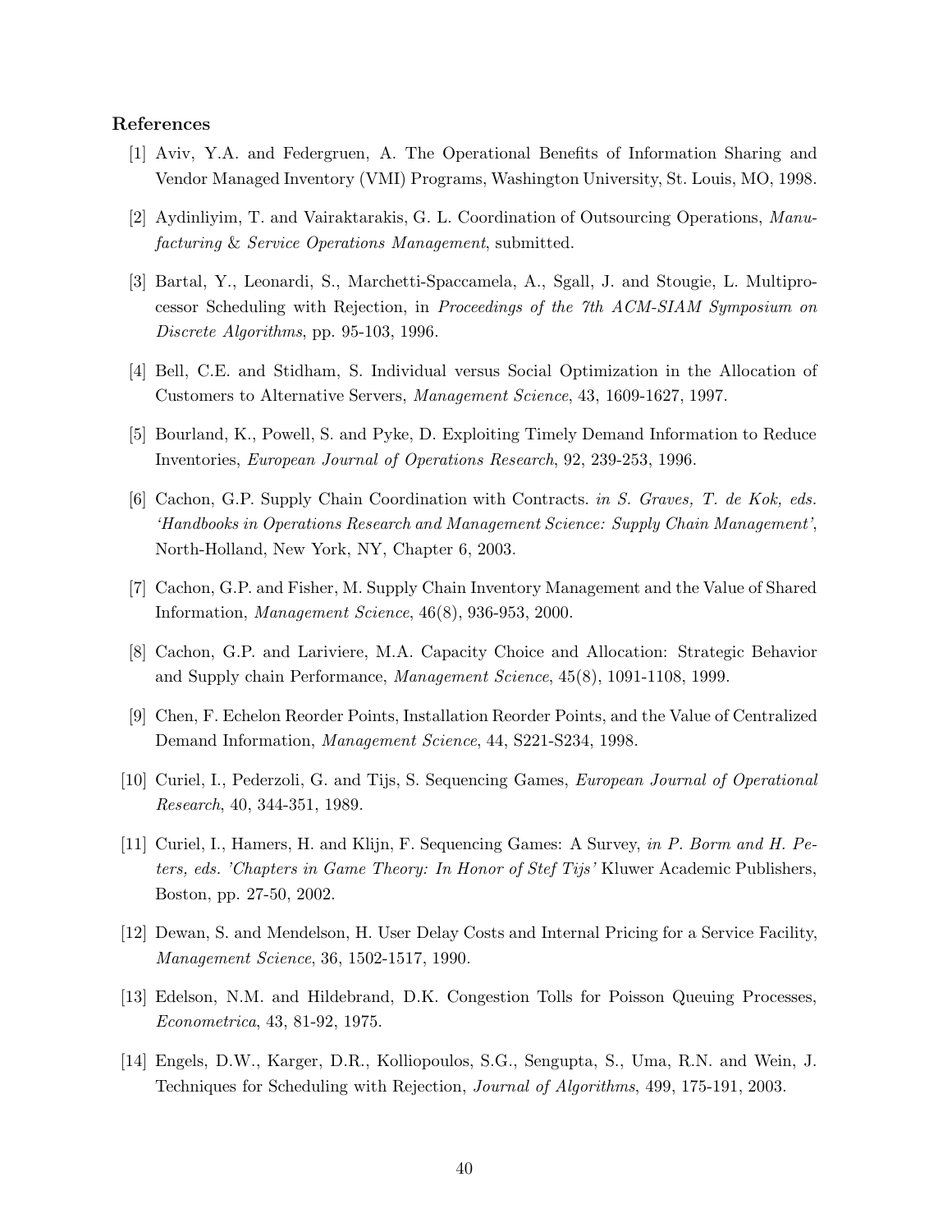## References

[1] Aviv, Y.A. and Federgruen, A. The Operational Benefits of Information Sharing and Vendor Managed Inventory (VMI) Programs, Washington University, St. Louis, MO, 1998.

[2] Aydinliyim, T. and Vairaktarakis, G. L. Coordination of Outsourcing Operations, *Manufacturing & Service Operations Management*, submitted.

[3] Bartal, Y., Leonardi, S., Marchetti-Spaccamela, A., Sgall, J. and Stougie, L. Multiprocessor Scheduling with Rejection, in *Proceedings of the 7th ACM-SIAM Symposium on Discrete Algorithms*, pp. 95-103, 1996.

[4] Bell, C.E. and Stidham, S. Individual versus Social Optimization in the Allocation of Customers to Alternative Servers, *Management Science*, 43, 1609-1627, 1997.

[5] Bourland, K., Powell, S. and Pyke, D. Exploiting Timely Demand Information to Reduce Inventories, *European Journal of Operations Research*, 92, 239-253, 1996.

[6] Cachon, G.P. Supply Chain Coordination with Contracts. *in S. Graves, T. de Kok, eds. 'Handbooks in Operations Research and Management Science: Supply Chain Management'*, North-Holland, New York, NY, Chapter 6, 2003.

[7] Cachon, G.P. and Fisher, M. Supply Chain Inventory Management and the Value of Shared Information, *Management Science*, 46(8), 936-953, 2000.

[8] Cachon, G.P. and Lariviere, M.A. Capacity Choice and Allocation: Strategic Behavior and Supply chain Performance, *Management Science*, 45(8), 1091-1108, 1999.

[9] Chen, F. Echelon Reorder Points, Installation Reorder Points, and the Value of Centralized Demand Information, *Management Science*, 44, S221-S234, 1998.

[10] Curiel, I., Pederzoli, G. and Tijs, S. Sequencing Games, *European Journal of Operational Research*, 40, 344-351, 1989.

[11] Curiel, I., Hamers, H. and Klijn, F. Sequencing Games: A Survey, *in P. Borm and H. Peters, eds. 'Chapters in Game Theory: In Honor of Stef Tijs'* Kluwer Academic Publishers, Boston, pp. 27-50, 2002.

[12] Dewan, S. and Mendelson, H. User Delay Costs and Internal Pricing for a Service Facility, *Management Science*, 36, 1502-1517, 1990.

[13] Edelson, N.M. and Hildebrand, D.K. Congestion Tolls for Poisson Queuing Processes, *Econometrica*, 43, 81-92, 1975.

[14] Engels, D.W., Karger, D.R., Kolliopoulos, S.G., Sengupta, S., Uma, R.N. and Wein, J. Techniques for Scheduling with Rejection, *Journal of Algorithms*, 499, 175-191, 2003.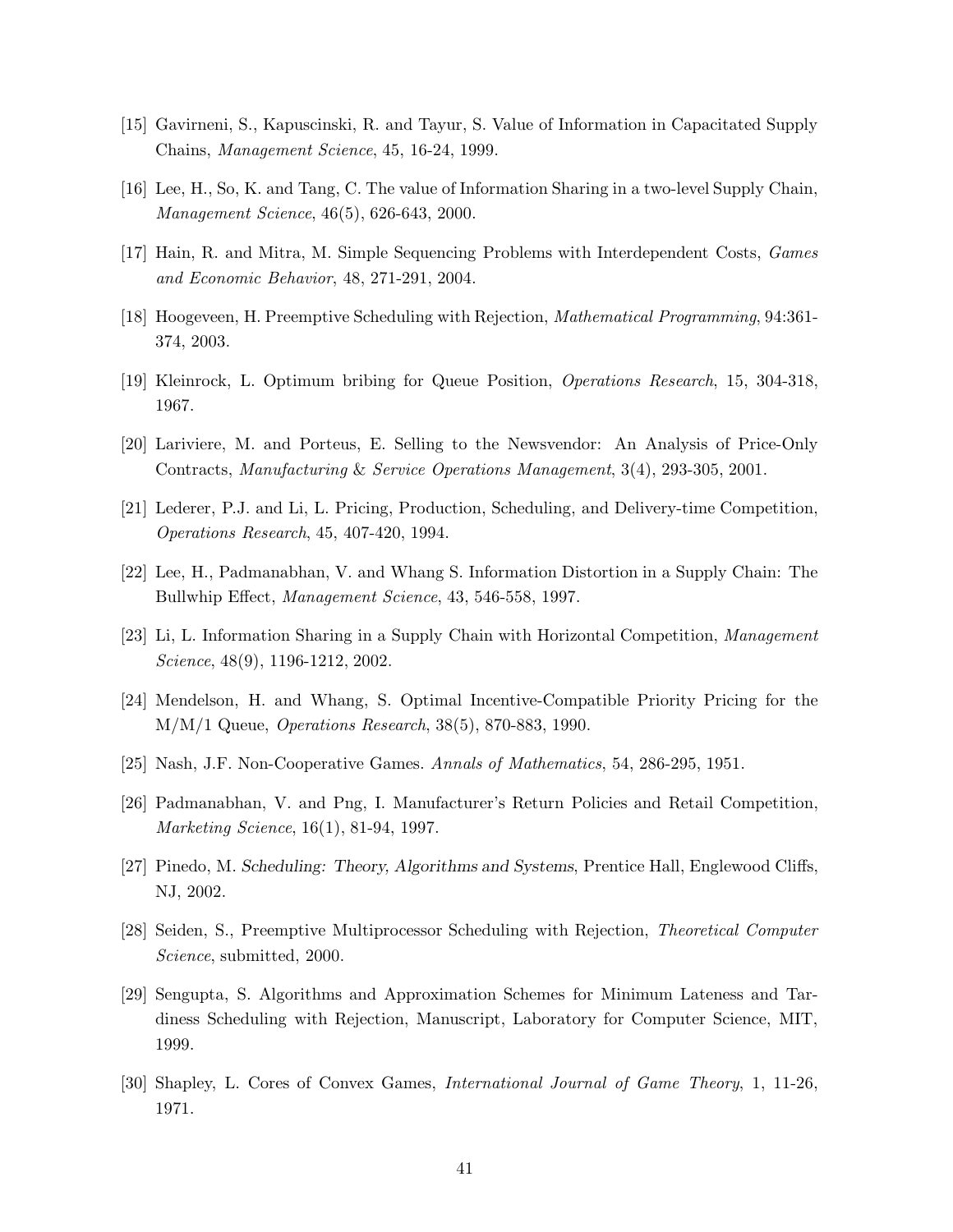[15] Gavirneni, S., Kapuscinski, R. and Tayur, S. Value of Information in Capacitated Supply Chains, *Management Science*, 45, 16-24, 1999.

[16] Lee, H., So, K. and Tang, C. The value of Information Sharing in a two-level Supply Chain, *Management Science*, 46(5), 626-643, 2000.

[17] Hain, R. and Mitra, M. Simple Sequencing Problems with Interdependent Costs, *Games and Economic Behavior*, 48, 271-291, 2004.

[18] Hoogeveen, H. Preemptive Scheduling with Rejection, *Mathematical Programming*, 94:361-374, 2003.

[19] Kleinrock, L. Optimum bribing for Queue Position, *Operations Research*, 15, 304-318, 1967.

[20] Lariviere, M. and Porteus, E. Selling to the Newsvendor: An Analysis of Price-Only Contracts, *Manufacturing & Service Operations Management*, 3(4), 293-305, 2001.

[21] Lederer, P.J. and Li, L. Pricing, Production, Scheduling, and Delivery-time Competition, *Operations Research*, 45, 407-420, 1994.

[22] Lee, H., Padmanabhan, V. and Whang S. Information Distortion in a Supply Chain: The Bullwhip Effect, *Management Science*, 43, 546-558, 1997.

[23] Li, L. Information Sharing in a Supply Chain with Horizontal Competition, *Management Science*, 48(9), 1196-1212, 2002.

[24] Mendelson, H. and Whang, S. Optimal Incentive-Compatible Priority Pricing for the M/M/1 Queue, *Operations Research*, 38(5), 870-883, 1990.

[25] Nash, J.F. Non-Cooperative Games. *Annals of Mathematics*, 54, 286-295, 1951.

[26] Padmanabhan, V. and Png, I. Manufacturer's Return Policies and Retail Competition, *Marketing Science*, 16(1), 81-94, 1997.

[27] Pinedo, M. *Scheduling: Theory, Algorithms and Systems*, Prentice Hall, Englewood Cliffs, NJ, 2002.

[28] Seiden, S., Preemptive Multiprocessor Scheduling with Rejection, *Theoretical Computer Science*, submitted, 2000.

[29] Sengupta, S. Algorithms and Approximation Schemes for Minimum Lateness and Tardiness Scheduling with Rejection, Manuscript, Laboratory for Computer Science, MIT, 1999.

[30] Shapley, L. Cores of Convex Games, *International Journal of Game Theory*, 1, 11-26, 1971.